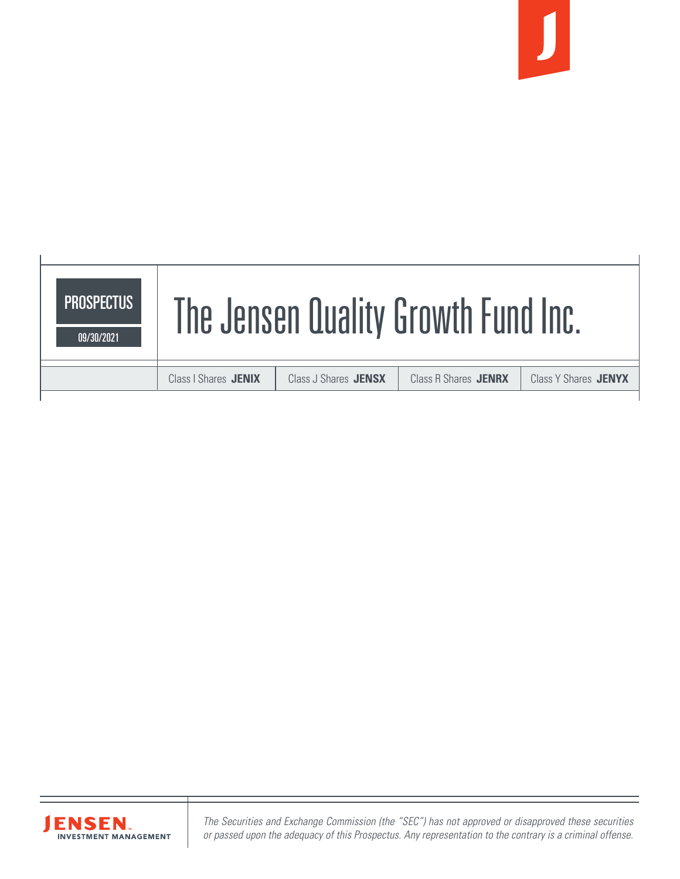PROSPECTUS

09/30/2021

# The Jensen Quality Growth Fund Inc.

| Class I Shares **JENIX** | Class J Shares **JENSX** | Class R Shares **JENRX** | Class Y Shares **JENYX** |
|---|---|---|---|

JENSEN INVESTMENT MANAGEMENT

*The Securities and Exchange Commission (the "SEC") has not approved or disapproved these securities or passed upon the adequacy of this Prospectus. Any representation to the contrary is a criminal offense.*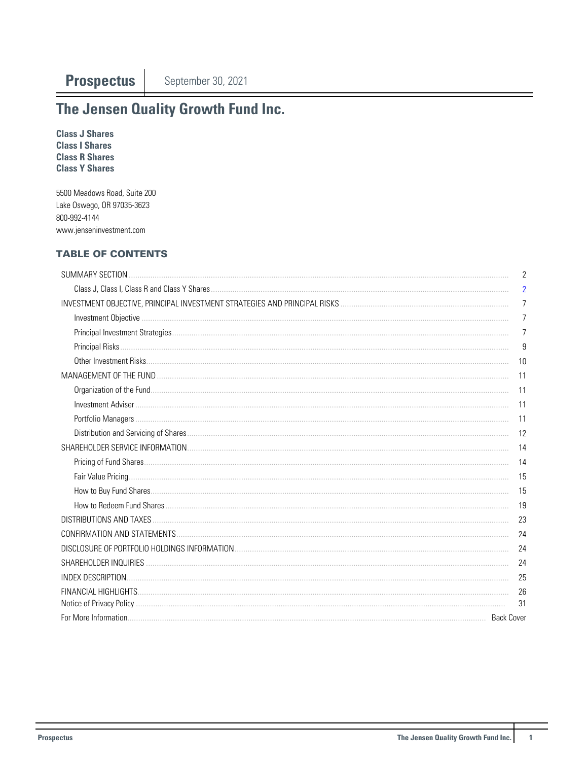# Prospectus | September 30, 2021

## The Jensen Quality Growth Fund Inc.

**Class J Shares**
**Class I Shares**
**Class R Shares**
**Class Y Shares**

5500 Meadows Road, Suite 200
Lake Oswego, OR 97035-3623
800-992-4144
www.jenseninvestment.com

### TABLE OF CONTENTS

| | |
|---|---|
| SUMMARY SECTION | 2 |
| Class J, Class I, Class R and Class Y Shares | 2 |
| INVESTMENT OBJECTIVE, PRINCIPAL INVESTMENT STRATEGIES AND PRINCIPAL RISKS | 7 |
| Investment Objective | 7 |
| Principal Investment Strategies | 7 |
| Principal Risks | 9 |
| Other Investment Risks | 10 |
| MANAGEMENT OF THE FUND | 11 |
| Organization of the Fund | 11 |
| Investment Adviser | 11 |
| Portfolio Managers | 11 |
| Distribution and Servicing of Shares | 12 |
| SHAREHOLDER SERVICE INFORMATION | 14 |
| Pricing of Fund Shares | 14 |
| Fair Value Pricing | 15 |
| How to Buy Fund Shares | 15 |
| How to Redeem Fund Shares | 19 |
| DISTRIBUTIONS AND TAXES | 23 |
| CONFIRMATION AND STATEMENTS | 24 |
| DISCLOSURE OF PORTFOLIO HOLDINGS INFORMATION | 24 |
| SHAREHOLDER INQUIRIES | 24 |
| INDEX DESCRIPTION | 25 |
| FINANCIAL HIGHLIGHTS | 26 |
| Notice of Privacy Policy | 31 |
| For More Information | Back Cover |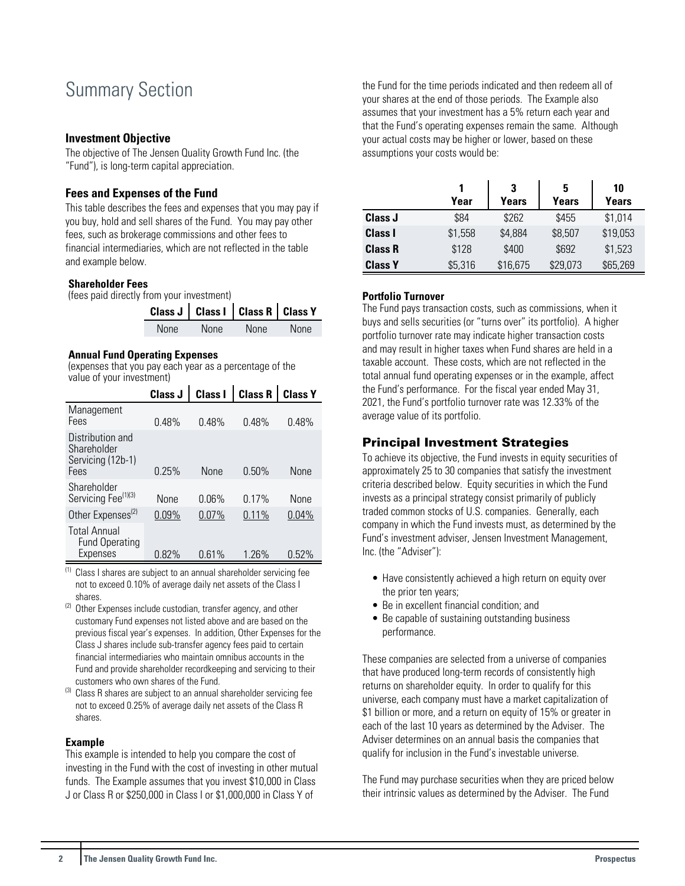# Summary Section

### Investment Objective

The objective of The Jensen Quality Growth Fund Inc. (the "Fund"), is long-term capital appreciation.

### Fees and Expenses of the Fund

This table describes the fees and expenses that you may pay if you buy, hold and sell shares of the Fund. You may pay other fees, such as brokerage commissions and other fees to financial intermediaries, which are not reflected in the table and example below.

**Shareholder Fees**
(fees paid directly from your investment)

| | Class J | Class I | Class R | Class Y |
|---|---|---|---|---|
| | None | None | None | None |

**Annual Fund Operating Expenses**
(expenses that you pay each year as a percentage of the value of your investment)

| | Class J | Class I | Class R | Class Y |
|---|---|---|---|---|
| Management Fees | 0.48% | 0.48% | 0.48% | 0.48% |
| Distribution and Shareholder Servicing (12b-1) Fees | 0.25% | None | 0.50% | None |
| Shareholder Servicing Fee[(1)(3)] | None | 0.06% | 0.17% | None |
| Other Expenses[(2)] | 0.09% | 0.07% | 0.11% | 0.04% |
| Total Annual Fund Operating Expenses | 0.82% | 0.61% | 1.26% | 0.52% |

[(1)] Class I shares are subject to an annual shareholder servicing fee not to exceed 0.10% of average daily net assets of the Class I shares.

[(2)] Other Expenses include custodian, transfer agency, and other customary Fund expenses not listed above and are based on the previous fiscal year's expenses. In addition, Other Expenses for the Class J shares include sub-transfer agency fees paid to certain financial intermediaries who maintain omnibus accounts in the Fund and provide shareholder recordkeeping and servicing to their customers who own shares of the Fund.

[(3)] Class R shares are subject to an annual shareholder servicing fee not to exceed 0.25% of average daily net assets of the Class R shares.

**Example**

This example is intended to help you compare the cost of investing in the Fund with the cost of investing in other mutual funds. The Example assumes that you invest $10,000 in Class J or Class R or $250,000 in Class I or $1,000,000 in Class Y of the Fund for the time periods indicated and then redeem all of your shares at the end of those periods. The Example also assumes that your investment has a 5% return each year and that the Fund's operating expenses remain the same. Although your actual costs may be higher or lower, based on these assumptions your costs would be:

| | 1 Year | 3 Years | 5 Years | 10 Years |
|---|---|---|---|---|
| **Class J** | $84 | $262 | $455 | $1,014 |
| **Class I** | $1,558 | $4,884 | $8,507 | $19,053 |
| **Class R** | $128 | $400 | $692 | $1,523 |
| **Class Y** | $5,316 | $16,675 | $29,073 | $65,269 |

**Portfolio Turnover**

The Fund pays transaction costs, such as commissions, when it buys and sells securities (or "turns over" its portfolio). A higher portfolio turnover rate may indicate higher transaction costs and may result in higher taxes when Fund shares are held in a taxable account. These costs, which are not reflected in the total annual fund operating expenses or in the example, affect the Fund's performance. For the fiscal year ended May 31, 2021, the Fund's portfolio turnover rate was 12.33% of the average value of its portfolio.

## Principal Investment Strategies

To achieve its objective, the Fund invests in equity securities of approximately 25 to 30 companies that satisfy the investment criteria described below. Equity securities in which the Fund invests as a principal strategy consist primarily of publicly traded common stocks of U.S. companies. Generally, each company in which the Fund invests must, as determined by the Fund's investment adviser, Jensen Investment Management, Inc. (the "Adviser"):

- Have consistently achieved a high return on equity over the prior ten years;
- Be in excellent financial condition; and
- Be capable of sustaining outstanding business performance.

These companies are selected from a universe of companies that have produced long-term records of consistently high returns on shareholder equity. In order to qualify for this universe, each company must have a market capitalization of $1 billion or more, and a return on equity of 15% or greater in each of the last 10 years as determined by the Adviser. The Adviser determines on an annual basis the companies that qualify for inclusion in the Fund's investable universe.

The Fund may purchase securities when they are priced below their intrinsic values as determined by the Adviser. The Fund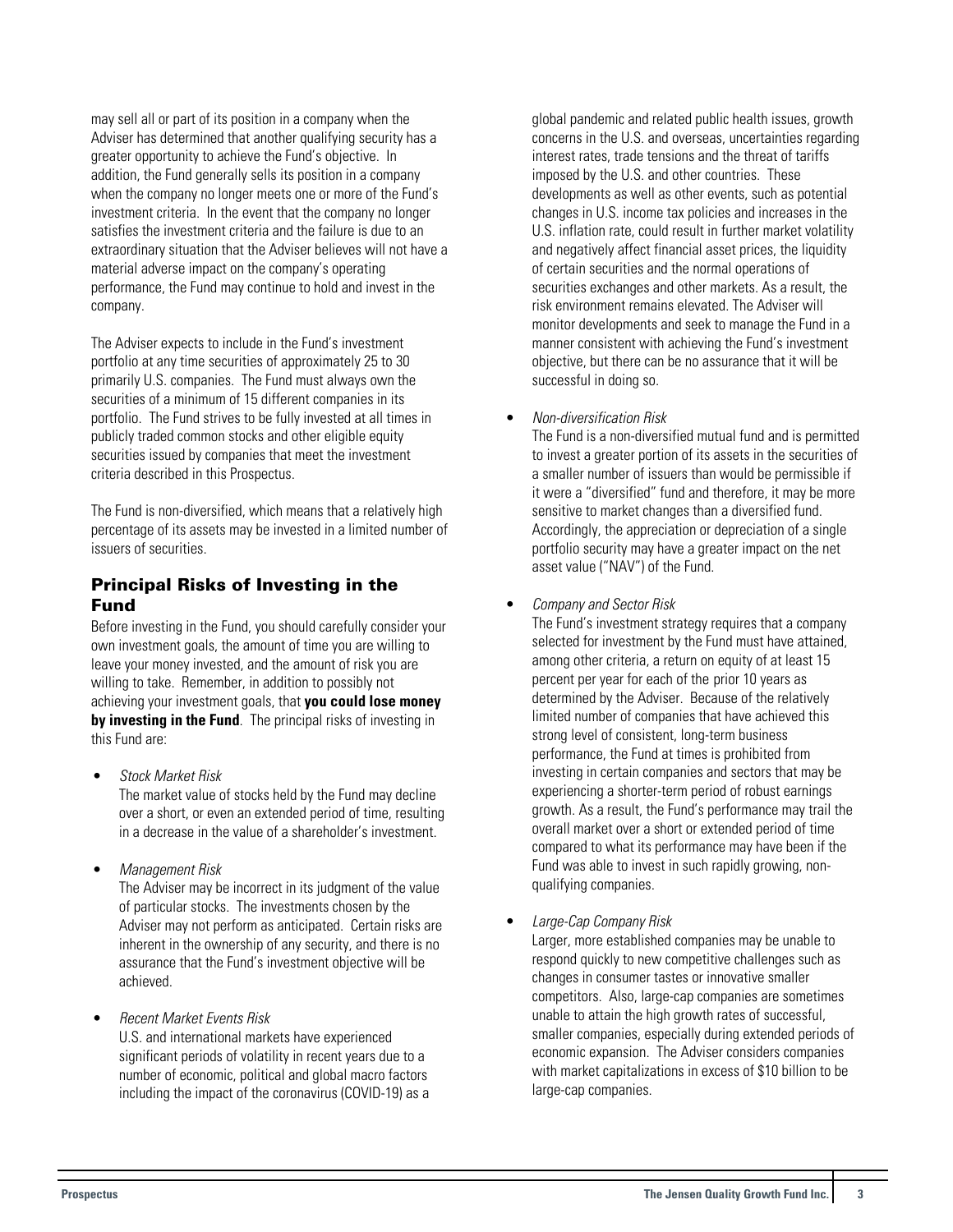may sell all or part of its position in a company when the Adviser has determined that another qualifying security has a greater opportunity to achieve the Fund's objective. In addition, the Fund generally sells its position in a company when the company no longer meets one or more of the Fund's investment criteria. In the event that the company no longer satisfies the investment criteria and the failure is due to an extraordinary situation that the Adviser believes will not have a material adverse impact on the company's operating performance, the Fund may continue to hold and invest in the company.

The Adviser expects to include in the Fund's investment portfolio at any time securities of approximately 25 to 30 primarily U.S. companies. The Fund must always own the securities of a minimum of 15 different companies in its portfolio. The Fund strives to be fully invested at all times in publicly traded common stocks and other eligible equity securities issued by companies that meet the investment criteria described in this Prospectus.

The Fund is non-diversified, which means that a relatively high percentage of its assets may be invested in a limited number of issuers of securities.

## Principal Risks of Investing in the Fund

Before investing in the Fund, you should carefully consider your own investment goals, the amount of time you are willing to leave your money invested, and the amount of risk you are willing to take. Remember, in addition to possibly not achieving your investment goals, that **you could lose money by investing in the Fund**. The principal risks of investing in this Fund are:

- *Stock Market Risk*
  The market value of stocks held by the Fund may decline over a short, or even an extended period of time, resulting in a decrease in the value of a shareholder's investment.

- *Management Risk*
  The Adviser may be incorrect in its judgment of the value of particular stocks. The investments chosen by the Adviser may not perform as anticipated. Certain risks are inherent in the ownership of any security, and there is no assurance that the Fund's investment objective will be achieved.

- *Recent Market Events Risk*
  U.S. and international markets have experienced significant periods of volatility in recent years due to a number of economic, political and global macro factors including the impact of the coronavirus (COVID-19) as a global pandemic and related public health issues, growth concerns in the U.S. and overseas, uncertainties regarding interest rates, trade tensions and the threat of tariffs imposed by the U.S. and other countries. These developments as well as other events, such as potential changes in U.S. income tax policies and increases in the U.S. inflation rate, could result in further market volatility and negatively affect financial asset prices, the liquidity of certain securities and the normal operations of securities exchanges and other markets. As a result, the risk environment remains elevated. The Adviser will monitor developments and seek to manage the Fund in a manner consistent with achieving the Fund's investment objective, but there can be no assurance that it will be successful in doing so.

- *Non-diversification Risk*
  The Fund is a non-diversified mutual fund and is permitted to invest a greater portion of its assets in the securities of a smaller number of issuers than would be permissible if it were a "diversified" fund and therefore, it may be more sensitive to market changes than a diversified fund. Accordingly, the appreciation or depreciation of a single portfolio security may have a greater impact on the net asset value ("NAV") of the Fund.

- *Company and Sector Risk*
  The Fund's investment strategy requires that a company selected for investment by the Fund must have attained, among other criteria, a return on equity of at least 15 percent per year for each of the prior 10 years as determined by the Adviser. Because of the relatively limited number of companies that have achieved this strong level of consistent, long-term business performance, the Fund at times is prohibited from investing in certain companies and sectors that may be experiencing a shorter-term period of robust earnings growth. As a result, the Fund's performance may trail the overall market over a short or extended period of time compared to what its performance may have been if the Fund was able to invest in such rapidly growing, non-qualifying companies.

- *Large-Cap Company Risk*
  Larger, more established companies may be unable to respond quickly to new competitive challenges such as changes in consumer tastes or innovative smaller competitors. Also, large-cap companies are sometimes unable to attain the high growth rates of successful, smaller companies, especially during extended periods of economic expansion. The Adviser considers companies with market capitalizations in excess of $10 billion to be large-cap companies.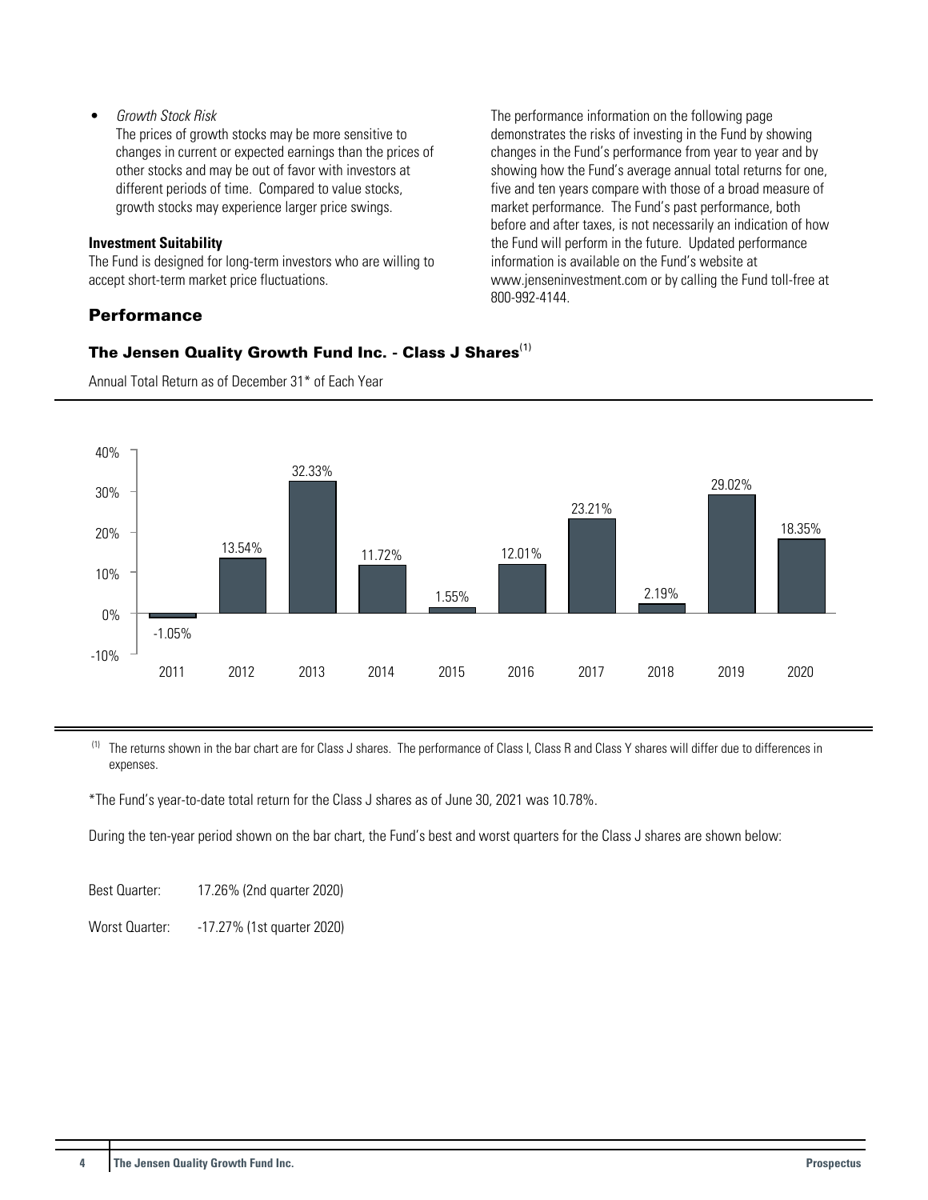- *Growth Stock Risk*
  The prices of growth stocks may be more sensitive to changes in current or expected earnings than the prices of other stocks and may be out of favor with investors at different periods of time. Compared to value stocks, growth stocks may experience larger price swings.

**Investment Suitability**

The Fund is designed for long-term investors who are willing to accept short-term market price fluctuations.

## Performance

The performance information on the following page demonstrates the risks of investing in the Fund by showing changes in the Fund's performance from year to year and by showing how the Fund's average annual total returns for one, five and ten years compare with those of a broad measure of market performance. The Fund's past performance, both before and after taxes, is not necessarily an indication of how the Fund will perform in the future. Updated performance information is available on the Fund's website at www.jenseninvestment.com or by calling the Fund toll-free at 800-992-4144.

### The Jensen Quality Growth Fund Inc. - Class J Shares[(1)]

Annual Total Return as of December 31* of Each Year

| Year | Annual Total Return |
|---|---|
| 2011 | -1.05% |
| 2012 | 13.54% |
| 2013 | 32.33% |
| 2014 | 11.72% |
| 2015 | 1.55% |
| 2016 | 12.01% |
| 2017 | 23.21% |
| 2018 | 2.19% |
| 2019 | 29.02% |
| 2020 | 18.35% |

(1) The returns shown in the bar chart are for Class J shares. The performance of Class I, Class R and Class Y shares will differ due to differences in expenses.

*The Fund's year-to-date total return for the Class J shares as of June 30, 2021 was 10.78%.

During the ten-year period shown on the bar chart, the Fund's best and worst quarters for the Class J shares are shown below:

Best Quarter: 17.26% (2nd quarter 2020)

Worst Quarter: -17.27% (1st quarter 2020)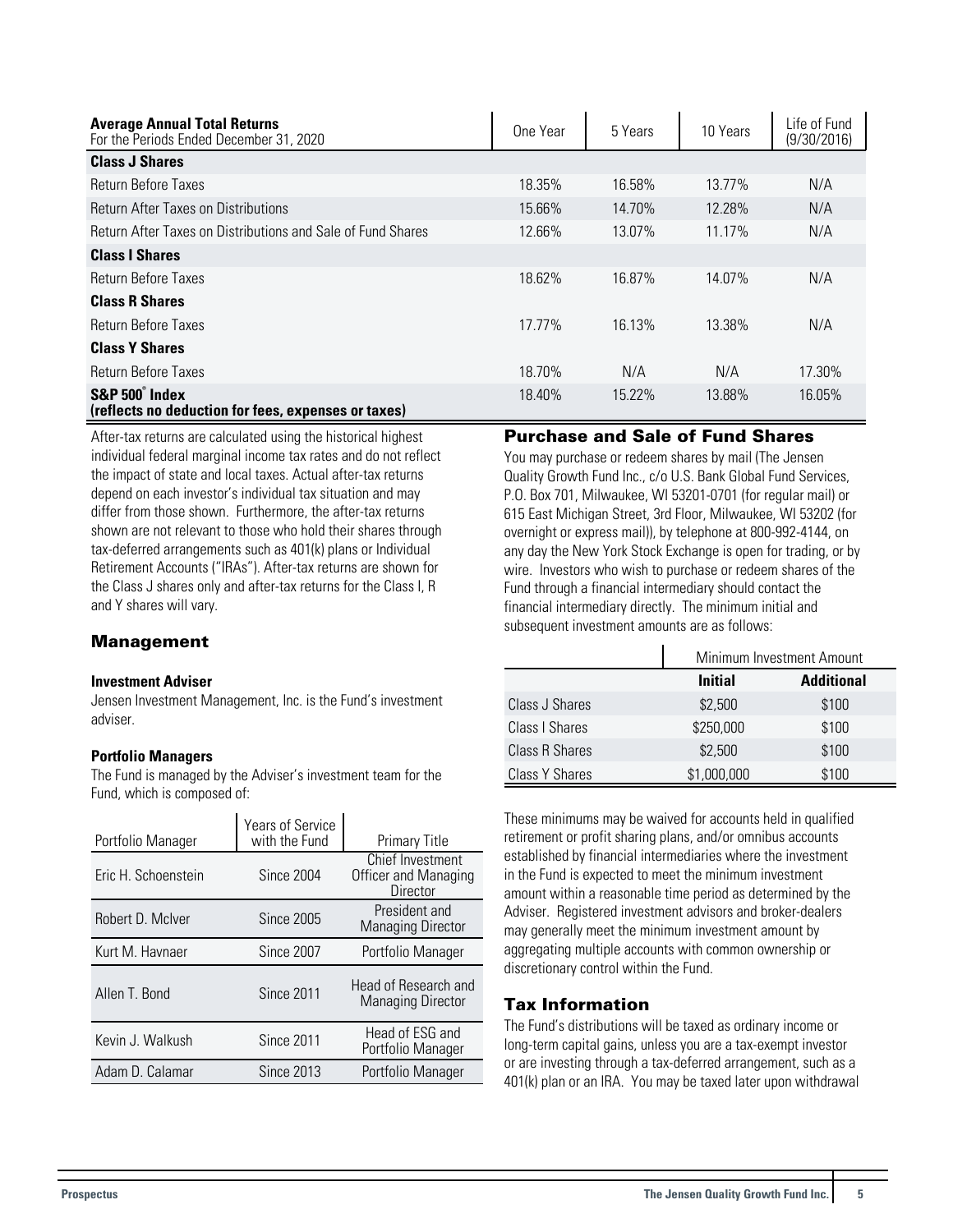| **Average Annual Total Returns** For the Periods Ended December 31, 2020 | One Year | 5 Years | 10 Years | Life of Fund (9/30/2016) |
|---|---|---|---|---|
| **Class J Shares** | | | | |
| Return Before Taxes | 18.35% | 16.58% | 13.77% | N/A |
| Return After Taxes on Distributions | 15.66% | 14.70% | 12.28% | N/A |
| Return After Taxes on Distributions and Sale of Fund Shares | 12.66% | 13.07% | 11.17% | N/A |
| **Class I Shares** | | | | |
| Return Before Taxes | 18.62% | 16.87% | 14.07% | N/A |
| **Class R Shares** | | | | |
| Return Before Taxes | 17.77% | 16.13% | 13.38% | N/A |
| **Class Y Shares** | | | | |
| Return Before Taxes | 18.70% | N/A | N/A | 17.30% |
| **S&P 500® Index (reflects no deduction for fees, expenses or taxes)** | 18.40% | 15.22% | 13.88% | 16.05% |

After-tax returns are calculated using the historical highest individual federal marginal income tax rates and do not reflect the impact of state and local taxes. Actual after-tax returns depend on each investor's individual tax situation and may differ from those shown. Furthermore, the after-tax returns shown are not relevant to those who hold their shares through tax-deferred arrangements such as 401(k) plans or Individual Retirement Accounts ("IRAs"). After-tax returns are shown for the Class J shares only and after-tax returns for the Class I, R and Y shares will vary.

## Management

**Investment Adviser**

Jensen Investment Management, Inc. is the Fund's investment adviser.

**Portfolio Managers**

The Fund is managed by the Adviser's investment team for the Fund, which is composed of:

| Portfolio Manager | Years of Service with the Fund | Primary Title |
|---|---|---|
| Eric H. Schoenstein | Since 2004 | Chief Investment Officer and Managing Director |
| Robert D. McIver | Since 2005 | President and Managing Director |
| Kurt M. Havnaer | Since 2007 | Portfolio Manager |
| Allen T. Bond | Since 2011 | Head of Research and Managing Director |
| Kevin J. Walkush | Since 2011 | Head of ESG and Portfolio Manager |
| Adam D. Calamar | Since 2013 | Portfolio Manager |

## Purchase and Sale of Fund Shares

You may purchase or redeem shares by mail (The Jensen Quality Growth Fund Inc., c/o U.S. Bank Global Fund Services, P.O. Box 701, Milwaukee, WI 53201-0701 (for regular mail) or 615 East Michigan Street, 3rd Floor, Milwaukee, WI 53202 (for overnight or express mail)), by telephone at 800-992-4144, on any day the New York Stock Exchange is open for trading, or by wire. Investors who wish to purchase or redeem shares of the Fund through a financial intermediary should contact the financial intermediary directly. The minimum initial and subsequent investment amounts are as follows:

| | Minimum Investment Amount | |
|---|---|---|
| | **Initial** | **Additional** |
| Class J Shares | $2,500 | $100 |
| Class I Shares | $250,000 | $100 |
| Class R Shares | $2,500 | $100 |
| Class Y Shares | $1,000,000 | $100 |

These minimums may be waived for accounts held in qualified retirement or profit sharing plans, and/or omnibus accounts established by financial intermediaries where the investment in the Fund is expected to meet the minimum investment amount within a reasonable time period as determined by the Adviser. Registered investment advisors and broker-dealers may generally meet the minimum investment amount by aggregating multiple accounts with common ownership or discretionary control within the Fund.

## Tax Information

The Fund's distributions will be taxed as ordinary income or long-term capital gains, unless you are a tax-exempt investor or are investing through a tax-deferred arrangement, such as a 401(k) plan or an IRA. You may be taxed later upon withdrawal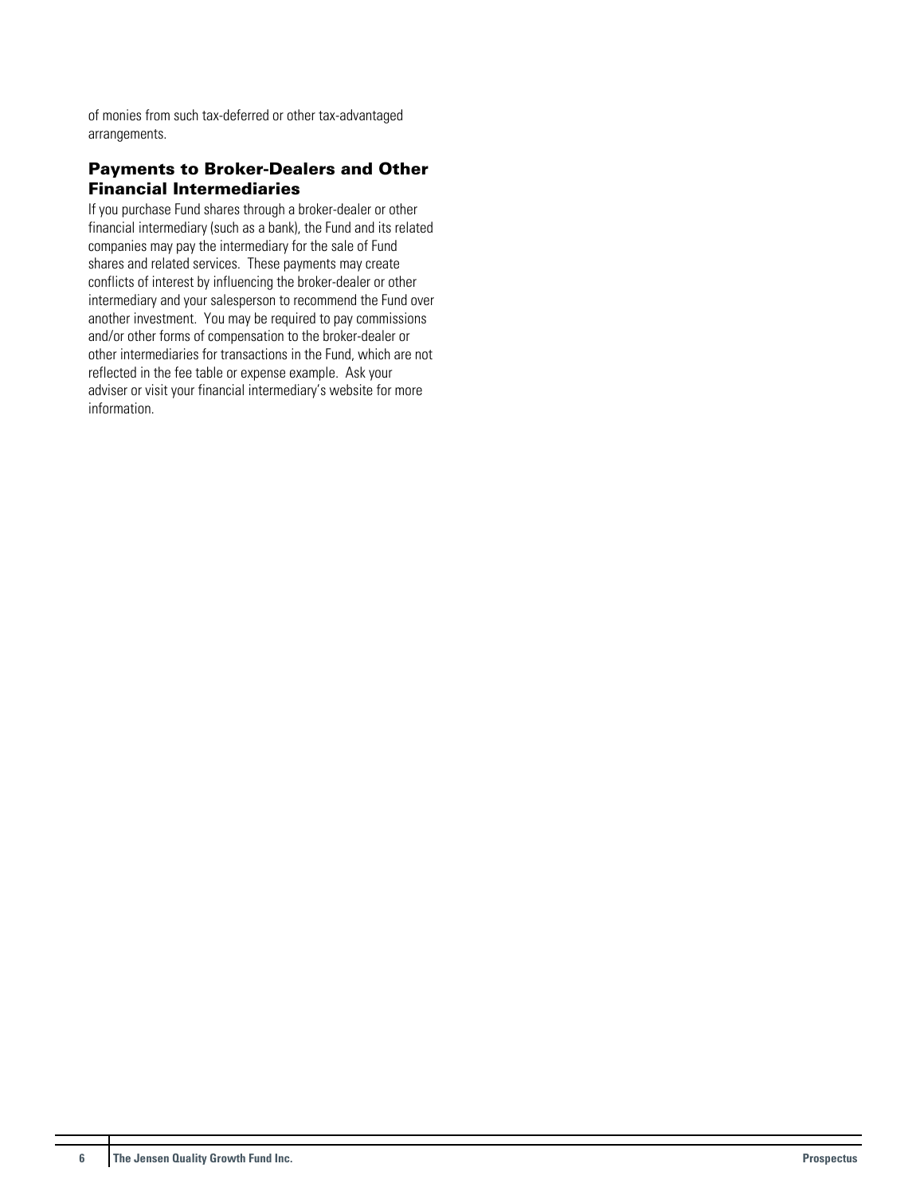of monies from such tax-deferred or other tax-advantaged arrangements.

## Payments to Broker-Dealers and Other Financial Intermediaries

If you purchase Fund shares through a broker-dealer or other financial intermediary (such as a bank), the Fund and its related companies may pay the intermediary for the sale of Fund shares and related services. These payments may create conflicts of interest by influencing the broker-dealer or other intermediary and your salesperson to recommend the Fund over another investment. You may be required to pay commissions and/or other forms of compensation to the broker-dealer or other intermediaries for transactions in the Fund, which are not reflected in the fee table or expense example. Ask your adviser or visit your financial intermediary's website for more information.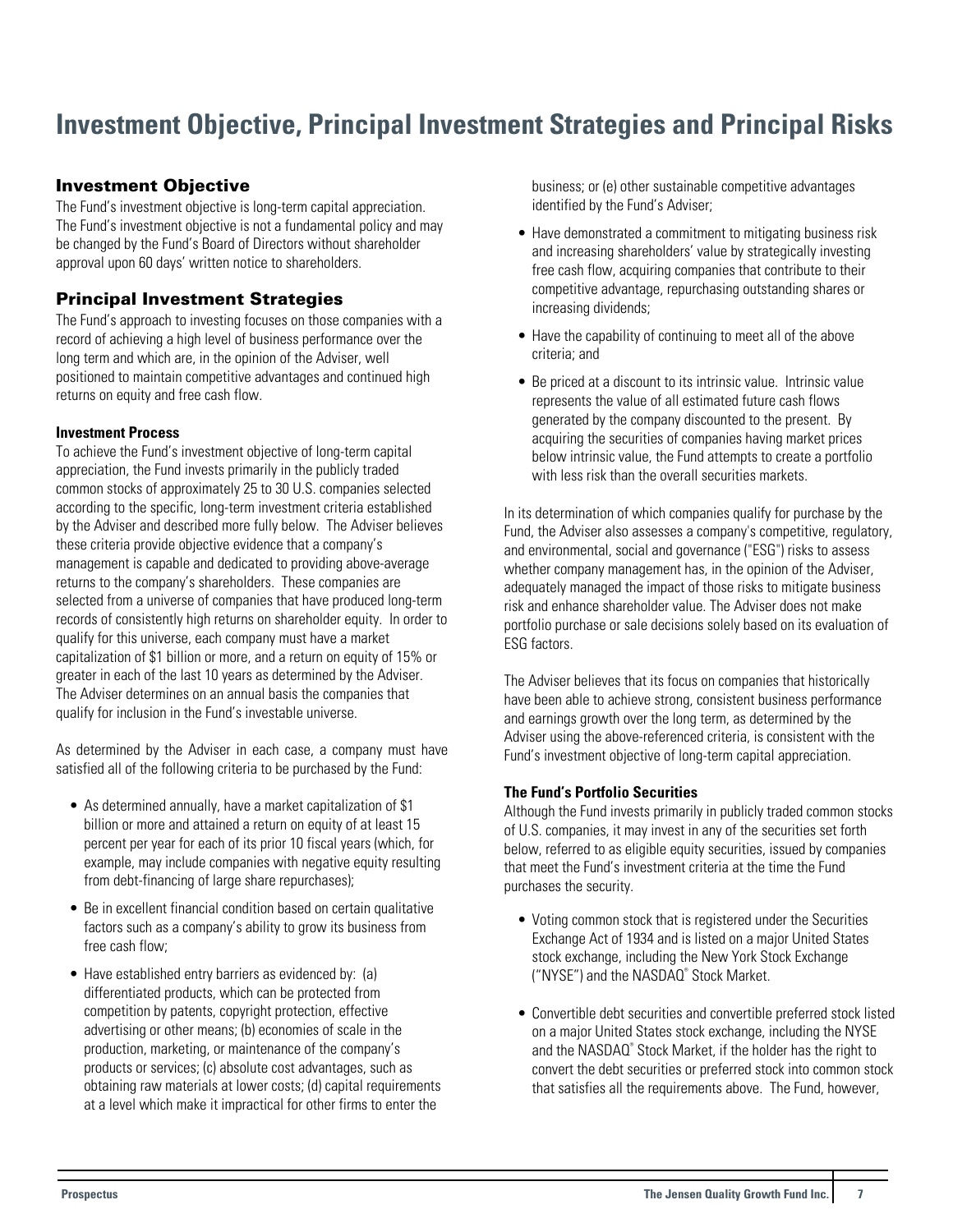# Investment Objective, Principal Investment Strategies and Principal Risks

## Investment Objective

The Fund's investment objective is long-term capital appreciation. The Fund's investment objective is not a fundamental policy and may be changed by the Fund's Board of Directors without shareholder approval upon 60 days' written notice to shareholders.

## Principal Investment Strategies

The Fund's approach to investing focuses on those companies with a record of achieving a high level of business performance over the long term and which are, in the opinion of the Adviser, well positioned to maintain competitive advantages and continued high returns on equity and free cash flow.

### Investment Process

To achieve the Fund's investment objective of long-term capital appreciation, the Fund invests primarily in the publicly traded common stocks of approximately 25 to 30 U.S. companies selected according to the specific, long-term investment criteria established by the Adviser and described more fully below. The Adviser believes these criteria provide objective evidence that a company's management is capable and dedicated to providing above-average returns to the company's shareholders. These companies are selected from a universe of companies that have produced long-term records of consistently high returns on shareholder equity. In order to qualify for this universe, each company must have a market capitalization of $1 billion or more, and a return on equity of 15% or greater in each of the last 10 years as determined by the Adviser. The Adviser determines on an annual basis the companies that qualify for inclusion in the Fund's investable universe.

As determined by the Adviser in each case, a company must have satisfied all of the following criteria to be purchased by the Fund:

- As determined annually, have a market capitalization of $1 billion or more and attained a return on equity of at least 15 percent per year for each of its prior 10 fiscal years (which, for example, may include companies with negative equity resulting from debt-financing of large share repurchases);
- Be in excellent financial condition based on certain qualitative factors such as a company's ability to grow its business from free cash flow;
- Have established entry barriers as evidenced by: (a) differentiated products, which can be protected from competition by patents, copyright protection, effective advertising or other means; (b) economies of scale in the production, marketing, or maintenance of the company's products or services; (c) absolute cost advantages, such as obtaining raw materials at lower costs; (d) capital requirements at a level which make it impractical for other firms to enter the business; or (e) other sustainable competitive advantages identified by the Fund's Adviser;
- Have demonstrated a commitment to mitigating business risk and increasing shareholders' value by strategically investing free cash flow, acquiring companies that contribute to their competitive advantage, repurchasing outstanding shares or increasing dividends;
- Have the capability of continuing to meet all of the above criteria; and
- Be priced at a discount to its intrinsic value. Intrinsic value represents the value of all estimated future cash flows generated by the company discounted to the present. By acquiring the securities of companies having market prices below intrinsic value, the Fund attempts to create a portfolio with less risk than the overall securities markets.

In its determination of which companies qualify for purchase by the Fund, the Adviser also assesses a company's competitive, regulatory, and environmental, social and governance ("ESG") risks to assess whether company management has, in the opinion of the Adviser, adequately managed the impact of those risks to mitigate business risk and enhance shareholder value. The Adviser does not make portfolio purchase or sale decisions solely based on its evaluation of ESG factors.

The Adviser believes that its focus on companies that historically have been able to achieve strong, consistent business performance and earnings growth over the long term, as determined by the Adviser using the above-referenced criteria, is consistent with the Fund's investment objective of long-term capital appreciation.

### The Fund's Portfolio Securities

Although the Fund invests primarily in publicly traded common stocks of U.S. companies, it may invest in any of the securities set forth below, referred to as eligible equity securities, issued by companies that meet the Fund's investment criteria at the time the Fund purchases the security.

- Voting common stock that is registered under the Securities Exchange Act of 1934 and is listed on a major United States stock exchange, including the New York Stock Exchange ("NYSE") and the NASDAQ® Stock Market.
- Convertible debt securities and convertible preferred stock listed on a major United States stock exchange, including the NYSE and the NASDAQ® Stock Market, if the holder has the right to convert the debt securities or preferred stock into common stock that satisfies all the requirements above. The Fund, however,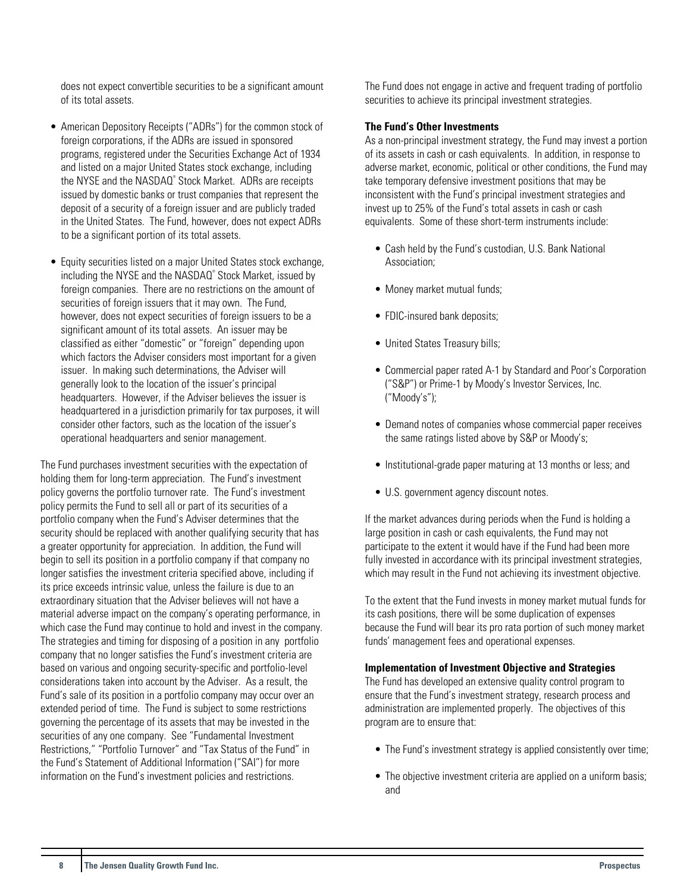does not expect convertible securities to be a significant amount of its total assets.

- American Depository Receipts ("ADRs") for the common stock of foreign corporations, if the ADRs are issued in sponsored programs, registered under the Securities Exchange Act of 1934 and listed on a major United States stock exchange, including the NYSE and the NASDAQ® Stock Market. ADRs are receipts issued by domestic banks or trust companies that represent the deposit of a security of a foreign issuer and are publicly traded in the United States. The Fund, however, does not expect ADRs to be a significant portion of its total assets.

- Equity securities listed on a major United States stock exchange, including the NYSE and the NASDAQ® Stock Market, issued by foreign companies. There are no restrictions on the amount of securities of foreign issuers that it may own. The Fund, however, does not expect securities of foreign issuers to be a significant amount of its total assets. An issuer may be classified as either "domestic" or "foreign" depending upon which factors the Adviser considers most important for a given issuer. In making such determinations, the Adviser will generally look to the location of the issuer's principal headquarters. However, if the Adviser believes the issuer is headquartered in a jurisdiction primarily for tax purposes, it will consider other factors, such as the location of the issuer's operational headquarters and senior management.

The Fund purchases investment securities with the expectation of holding them for long-term appreciation. The Fund's investment policy governs the portfolio turnover rate. The Fund's investment policy permits the Fund to sell all or part of its securities of a portfolio company when the Fund's Adviser determines that the security should be replaced with another qualifying security that has a greater opportunity for appreciation. In addition, the Fund will begin to sell its position in a portfolio company if that company no longer satisfies the investment criteria specified above, including if its price exceeds intrinsic value, unless the failure is due to an extraordinary situation that the Adviser believes will not have a material adverse impact on the company's operating performance, in which case the Fund may continue to hold and invest in the company. The strategies and timing for disposing of a position in any portfolio company that no longer satisfies the Fund's investment criteria are based on various and ongoing security-specific and portfolio-level considerations taken into account by the Adviser. As a result, the Fund's sale of its position in a portfolio company may occur over an extended period of time. The Fund is subject to some restrictions governing the percentage of its assets that may be invested in the securities of any one company. See "Fundamental Investment Restrictions," "Portfolio Turnover" and "Tax Status of the Fund" in the Fund's Statement of Additional Information ("SAI") for more information on the Fund's investment policies and restrictions.

The Fund does not engage in active and frequent trading of portfolio securities to achieve its principal investment strategies.

**The Fund's Other Investments**

As a non-principal investment strategy, the Fund may invest a portion of its assets in cash or cash equivalents. In addition, in response to adverse market, economic, political or other conditions, the Fund may take temporary defensive investment positions that may be inconsistent with the Fund's principal investment strategies and invest up to 25% of the Fund's total assets in cash or cash equivalents. Some of these short-term instruments include:

- Cash held by the Fund's custodian, U.S. Bank National Association;
- Money market mutual funds;
- FDIC-insured bank deposits;
- United States Treasury bills;
- Commercial paper rated A-1 by Standard and Poor's Corporation ("S&P") or Prime-1 by Moody's Investor Services, Inc. ("Moody's");
- Demand notes of companies whose commercial paper receives the same ratings listed above by S&P or Moody's;
- Institutional-grade paper maturing at 13 months or less; and
- U.S. government agency discount notes.

If the market advances during periods when the Fund is holding a large position in cash or cash equivalents, the Fund may not participate to the extent it would have if the Fund had been more fully invested in accordance with its principal investment strategies, which may result in the Fund not achieving its investment objective.

To the extent that the Fund invests in money market mutual funds for its cash positions, there will be some duplication of expenses because the Fund will bear its pro rata portion of such money market funds' management fees and operational expenses.

**Implementation of Investment Objective and Strategies**

The Fund has developed an extensive quality control program to ensure that the Fund's investment strategy, research process and administration are implemented properly. The objectives of this program are to ensure that:

- The Fund's investment strategy is applied consistently over time;
- The objective investment criteria are applied on a uniform basis; and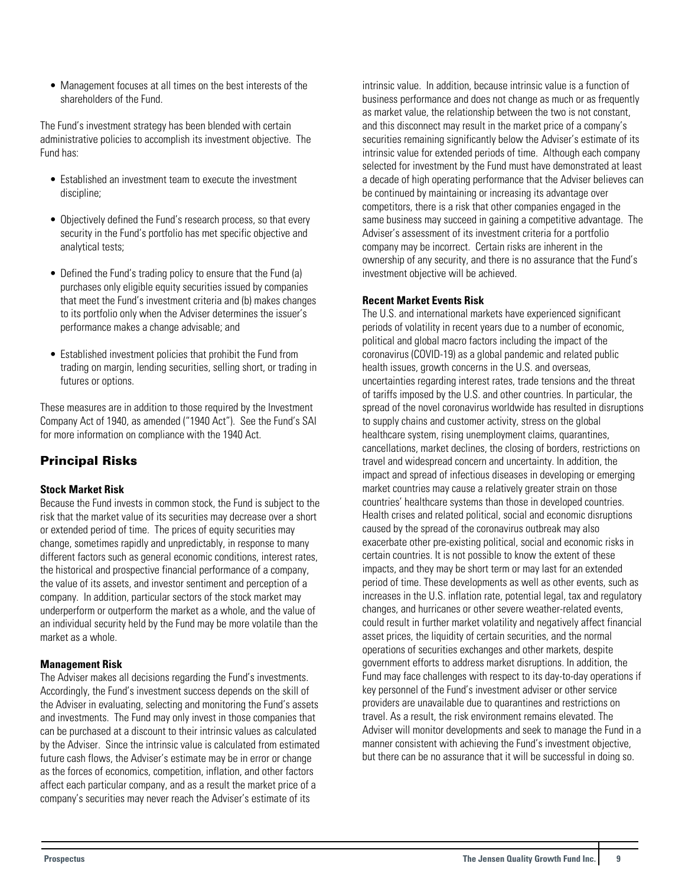- Management focuses at all times on the best interests of the shareholders of the Fund.

The Fund's investment strategy has been blended with certain administrative policies to accomplish its investment objective. The Fund has:

- Established an investment team to execute the investment discipline;
- Objectively defined the Fund's research process, so that every security in the Fund's portfolio has met specific objective and analytical tests;
- Defined the Fund's trading policy to ensure that the Fund (a) purchases only eligible equity securities issued by companies that meet the Fund's investment criteria and (b) makes changes to its portfolio only when the Adviser determines the issuer's performance makes a change advisable; and
- Established investment policies that prohibit the Fund from trading on margin, lending securities, selling short, or trading in futures or options.

These measures are in addition to those required by the Investment Company Act of 1940, as amended ("1940 Act"). See the Fund's SAI for more information on compliance with the 1940 Act.

## Principal Risks

**Stock Market Risk**

Because the Fund invests in common stock, the Fund is subject to the risk that the market value of its securities may decrease over a short or extended period of time. The prices of equity securities may change, sometimes rapidly and unpredictably, in response to many different factors such as general economic conditions, interest rates, the historical and prospective financial performance of a company, the value of its assets, and investor sentiment and perception of a company. In addition, particular sectors of the stock market may underperform or outperform the market as a whole, and the value of an individual security held by the Fund may be more volatile than the market as a whole.

**Management Risk**

The Adviser makes all decisions regarding the Fund's investments. Accordingly, the Fund's investment success depends on the skill of the Adviser in evaluating, selecting and monitoring the Fund's assets and investments. The Fund may only invest in those companies that can be purchased at a discount to their intrinsic values as calculated by the Adviser. Since the intrinsic value is calculated from estimated future cash flows, the Adviser's estimate may be in error or change as the forces of economics, competition, inflation, and other factors affect each particular company, and as a result the market price of a company's securities may never reach the Adviser's estimate of its intrinsic value. In addition, because intrinsic value is a function of business performance and does not change as much or as frequently as market value, the relationship between the two is not constant, and this disconnect may result in the market price of a company's securities remaining significantly below the Adviser's estimate of its intrinsic value for extended periods of time. Although each company selected for investment by the Fund must have demonstrated at least a decade of high operating performance that the Adviser believes can be continued by maintaining or increasing its advantage over competitors, there is a risk that other companies engaged in the same business may succeed in gaining a competitive advantage. The Adviser's assessment of its investment criteria for a portfolio company may be incorrect. Certain risks are inherent in the ownership of any security, and there is no assurance that the Fund's investment objective will be achieved.

**Recent Market Events Risk**

The U.S. and international markets have experienced significant periods of volatility in recent years due to a number of economic, political and global macro factors including the impact of the coronavirus (COVID-19) as a global pandemic and related public health issues, growth concerns in the U.S. and overseas, uncertainties regarding interest rates, trade tensions and the threat of tariffs imposed by the U.S. and other countries. In particular, the spread of the novel coronavirus worldwide has resulted in disruptions to supply chains and customer activity, stress on the global healthcare system, rising unemployment claims, quarantines, cancellations, market declines, the closing of borders, restrictions on travel and widespread concern and uncertainty. In addition, the impact and spread of infectious diseases in developing or emerging market countries may cause a relatively greater strain on those countries' healthcare systems than those in developed countries. Health crises and related political, social and economic disruptions caused by the spread of the coronavirus outbreak may also exacerbate other pre-existing political, social and economic risks in certain countries. It is not possible to know the extent of these impacts, and they may be short term or may last for an extended period of time. These developments as well as other events, such as increases in the U.S. inflation rate, potential legal, tax and regulatory changes, and hurricanes or other severe weather-related events, could result in further market volatility and negatively affect financial asset prices, the liquidity of certain securities, and the normal operations of securities exchanges and other markets, despite government efforts to address market disruptions. In addition, the Fund may face challenges with respect to its day-to-day operations if key personnel of the Fund's investment adviser or other service providers are unavailable due to quarantines and restrictions on travel. As a result, the risk environment remains elevated. The Adviser will monitor developments and seek to manage the Fund in a manner consistent with achieving the Fund's investment objective, but there can be no assurance that it will be successful in doing so.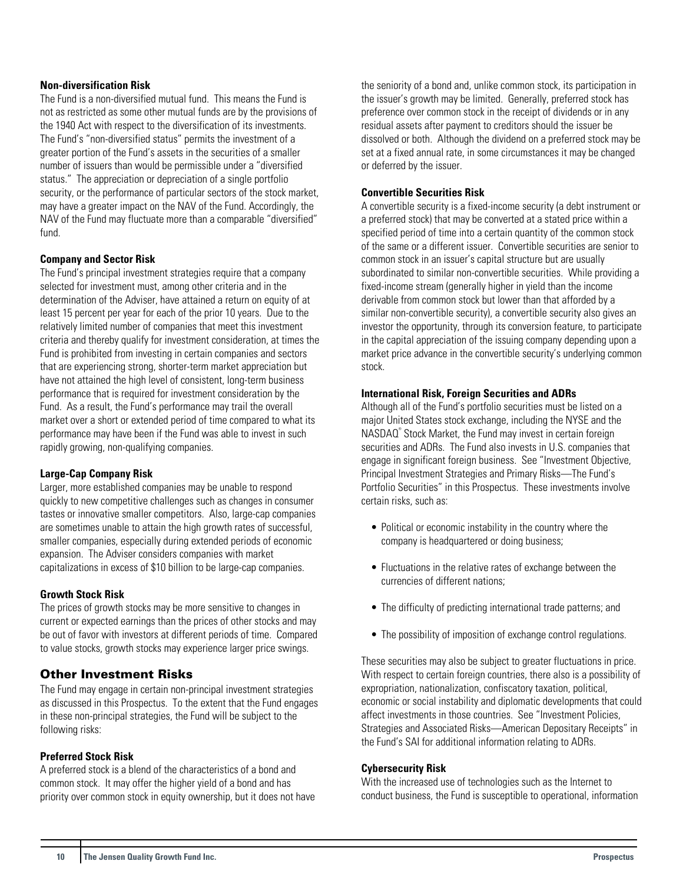**Non-diversification Risk**

The Fund is a non-diversified mutual fund. This means the Fund is not as restricted as some other mutual funds are by the provisions of the 1940 Act with respect to the diversification of its investments. The Fund's "non-diversified status" permits the investment of a greater portion of the Fund's assets in the securities of a smaller number of issuers than would be permissible under a "diversified status." The appreciation or depreciation of a single portfolio security, or the performance of particular sectors of the stock market, may have a greater impact on the NAV of the Fund. Accordingly, the NAV of the Fund may fluctuate more than a comparable "diversified" fund.

**Company and Sector Risk**

The Fund's principal investment strategies require that a company selected for investment must, among other criteria and in the determination of the Adviser, have attained a return on equity of at least 15 percent per year for each of the prior 10 years. Due to the relatively limited number of companies that meet this investment criteria and thereby qualify for investment consideration, at times the Fund is prohibited from investing in certain companies and sectors that are experiencing strong, shorter-term market appreciation but have not attained the high level of consistent, long-term business performance that is required for investment consideration by the Fund. As a result, the Fund's performance may trail the overall market over a short or extended period of time compared to what its performance may have been if the Fund was able to invest in such rapidly growing, non-qualifying companies.

**Large-Cap Company Risk**

Larger, more established companies may be unable to respond quickly to new competitive challenges such as changes in consumer tastes or innovative smaller competitors. Also, large-cap companies are sometimes unable to attain the high growth rates of successful, smaller companies, especially during extended periods of economic expansion. The Adviser considers companies with market capitalizations in excess of $10 billion to be large-cap companies.

**Growth Stock Risk**

The prices of growth stocks may be more sensitive to changes in current or expected earnings than the prices of other stocks and may be out of favor with investors at different periods of time. Compared to value stocks, growth stocks may experience larger price swings.

## Other Investment Risks

The Fund may engage in certain non-principal investment strategies as discussed in this Prospectus. To the extent that the Fund engages in these non-principal strategies, the Fund will be subject to the following risks:

**Preferred Stock Risk**

A preferred stock is a blend of the characteristics of a bond and common stock. It may offer the higher yield of a bond and has priority over common stock in equity ownership, but it does not have the seniority of a bond and, unlike common stock, its participation in the issuer's growth may be limited. Generally, preferred stock has preference over common stock in the receipt of dividends or in any residual assets after payment to creditors should the issuer be dissolved or both. Although the dividend on a preferred stock may be set at a fixed annual rate, in some circumstances it may be changed or deferred by the issuer.

**Convertible Securities Risk**

A convertible security is a fixed-income security (a debt instrument or a preferred stock) that may be converted at a stated price within a specified period of time into a certain quantity of the common stock of the same or a different issuer. Convertible securities are senior to common stock in an issuer's capital structure but are usually subordinated to similar non-convertible securities. While providing a fixed-income stream (generally higher in yield than the income derivable from common stock but lower than that afforded by a similar non-convertible security), a convertible security also gives an investor the opportunity, through its conversion feature, to participate in the capital appreciation of the issuing company depending upon a market price advance in the convertible security's underlying common stock.

**International Risk, Foreign Securities and ADRs**

Although all of the Fund's portfolio securities must be listed on a major United States stock exchange, including the NYSE and the NASDAQ® Stock Market, the Fund may invest in certain foreign securities and ADRs. The Fund also invests in U.S. companies that engage in significant foreign business. See "Investment Objective, Principal Investment Strategies and Primary Risks—The Fund's Portfolio Securities" in this Prospectus. These investments involve certain risks, such as:

- Political or economic instability in the country where the company is headquartered or doing business;
- Fluctuations in the relative rates of exchange between the currencies of different nations;
- The difficulty of predicting international trade patterns; and
- The possibility of imposition of exchange control regulations.

These securities may also be subject to greater fluctuations in price. With respect to certain foreign countries, there also is a possibility of expropriation, nationalization, confiscatory taxation, political, economic or social instability and diplomatic developments that could affect investments in those countries. See "Investment Policies, Strategies and Associated Risks—American Depositary Receipts" in the Fund's SAI for additional information relating to ADRs.

**Cybersecurity Risk**

With the increased use of technologies such as the Internet to conduct business, the Fund is susceptible to operational, information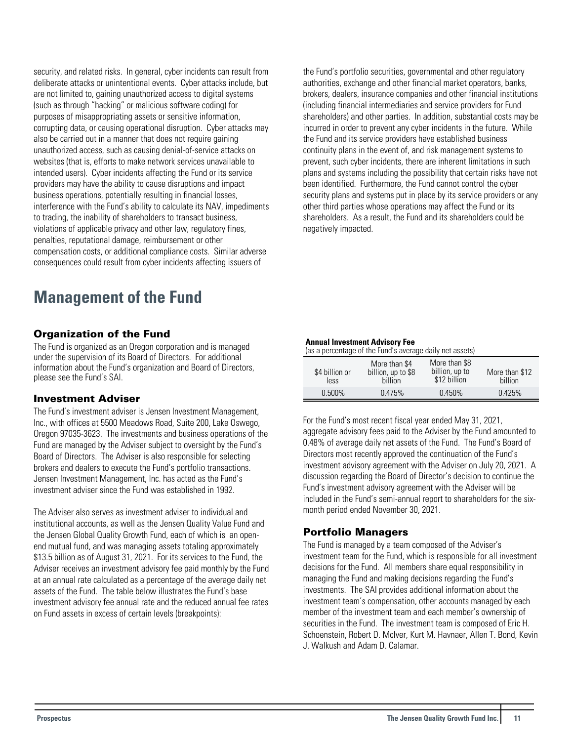security, and related risks. In general, cyber incidents can result from deliberate attacks or unintentional events. Cyber attacks include, but are not limited to, gaining unauthorized access to digital systems (such as through "hacking" or malicious software coding) for purposes of misappropriating assets or sensitive information, corrupting data, or causing operational disruption. Cyber attacks may also be carried out in a manner that does not require gaining unauthorized access, such as causing denial-of-service attacks on websites (that is, efforts to make network services unavailable to intended users). Cyber incidents affecting the Fund or its service providers may have the ability to cause disruptions and impact business operations, potentially resulting in financial losses, interference with the Fund's ability to calculate its NAV, impediments to trading, the inability of shareholders to transact business, violations of applicable privacy and other law, regulatory fines, penalties, reputational damage, reimbursement or other compensation costs, or additional compliance costs. Similar adverse consequences could result from cyber incidents affecting issuers of the Fund's portfolio securities, governmental and other regulatory authorities, exchange and other financial market operators, banks, brokers, dealers, insurance companies and other financial institutions (including financial intermediaries and service providers for Fund shareholders) and other parties. In addition, substantial costs may be incurred in order to prevent any cyber incidents in the future. While the Fund and its service providers have established business continuity plans in the event of, and risk management systems to prevent, such cyber incidents, there are inherent limitations in such plans and systems including the possibility that certain risks have not been identified. Furthermore, the Fund cannot control the cyber security plans and systems put in place by its service providers or any other third parties whose operations may affect the Fund or its shareholders. As a result, the Fund and its shareholders could be negatively impacted.

# Management of the Fund

### Organization of the Fund

The Fund is organized as an Oregon corporation and is managed under the supervision of its Board of Directors. For additional information about the Fund's organization and Board of Directors, please see the Fund's SAI.

### Investment Adviser

The Fund's investment adviser is Jensen Investment Management, Inc., with offices at 5500 Meadows Road, Suite 200, Lake Oswego, Oregon 97035-3623. The investments and business operations of the Fund are managed by the Adviser subject to oversight by the Fund's Board of Directors. The Adviser is also responsible for selecting brokers and dealers to execute the Fund's portfolio transactions. Jensen Investment Management, Inc. has acted as the Fund's investment adviser since the Fund was established in 1992.

The Adviser also serves as investment adviser to individual and institutional accounts, as well as the Jensen Quality Value Fund and the Jensen Global Quality Growth Fund, each of which is an open-end mutual fund, and was managing assets totaling approximately $13.5 billion as of August 31, 2021. For its services to the Fund, the Adviser receives an investment advisory fee paid monthly by the Fund at an annual rate calculated as a percentage of the average daily net assets of the Fund. The table below illustrates the Fund's base investment advisory fee annual rate and the reduced annual fee rates on Fund assets in excess of certain levels (breakpoints):

**Annual Investment Advisory Fee**
(as a percentage of the Fund's average daily net assets)

| $4 billion or less | More than $4 billion, up to $8 billion | More than $8 billion, up to $12 billion | More than $12 billion |
|---|---|---|---|
| 0.500% | 0.475% | 0.450% | 0.425% |

For the Fund's most recent fiscal year ended May 31, 2021, aggregate advisory fees paid to the Adviser by the Fund amounted to 0.48% of average daily net assets of the Fund. The Fund's Board of Directors most recently approved the continuation of the Fund's investment advisory agreement with the Adviser on July 20, 2021. A discussion regarding the Board of Director's decision to continue the Fund's investment advisory agreement with the Adviser will be included in the Fund's semi-annual report to shareholders for the six-month period ended November 30, 2021.

### Portfolio Managers

The Fund is managed by a team composed of the Adviser's investment team for the Fund, which is responsible for all investment decisions for the Fund. All members share equal responsibility in managing the Fund and making decisions regarding the Fund's investments. The SAI provides additional information about the investment team's compensation, other accounts managed by each member of the investment team and each member's ownership of securities in the Fund. The investment team is composed of Eric H. Schoenstein, Robert D. McIver, Kurt M. Havnaer, Allen T. Bond, Kevin J. Walkush and Adam D. Calamar.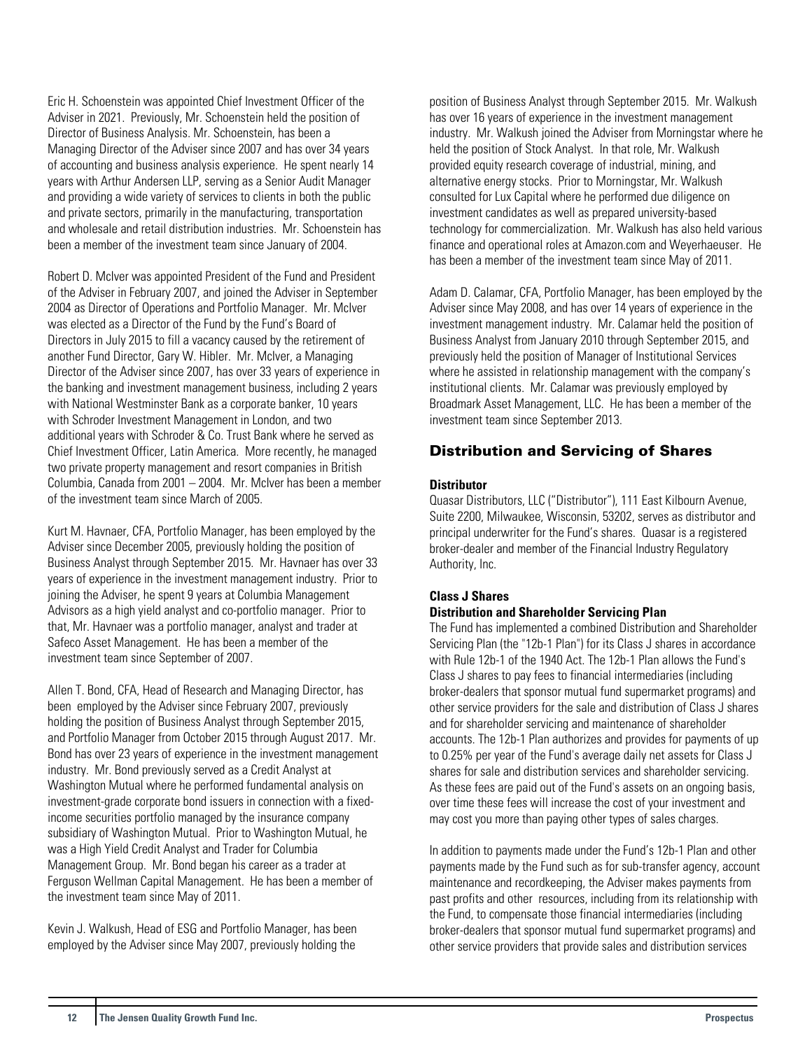Eric H. Schoenstein was appointed Chief Investment Officer of the Adviser in 2021. Previously, Mr. Schoenstein held the position of Director of Business Analysis. Mr. Schoenstein, has been a Managing Director of the Adviser since 2007 and has over 34 years of accounting and business analysis experience. He spent nearly 14 years with Arthur Andersen LLP, serving as a Senior Audit Manager and providing a wide variety of services to clients in both the public and private sectors, primarily in the manufacturing, transportation and wholesale and retail distribution industries. Mr. Schoenstein has been a member of the investment team since January of 2004.

Robert D. McIver was appointed President of the Fund and President of the Adviser in February 2007, and joined the Adviser in September 2004 as Director of Operations and Portfolio Manager. Mr. McIver was elected as a Director of the Fund by the Fund's Board of Directors in July 2015 to fill a vacancy caused by the retirement of another Fund Director, Gary W. Hibler. Mr. McIver, a Managing Director of the Adviser since 2007, has over 33 years of experience in the banking and investment management business, including 2 years with National Westminster Bank as a corporate banker, 10 years with Schroder Investment Management in London, and two additional years with Schroder & Co. Trust Bank where he served as Chief Investment Officer, Latin America. More recently, he managed two private property management and resort companies in British Columbia, Canada from 2001 – 2004. Mr. McIver has been a member of the investment team since March of 2005.

Kurt M. Havnaer, CFA, Portfolio Manager, has been employed by the Adviser since December 2005, previously holding the position of Business Analyst through September 2015. Mr. Havnaer has over 33 years of experience in the investment management industry. Prior to joining the Adviser, he spent 9 years at Columbia Management Advisors as a high yield analyst and co-portfolio manager. Prior to that, Mr. Havnaer was a portfolio manager, analyst and trader at Safeco Asset Management. He has been a member of the investment team since September of 2007.

Allen T. Bond, CFA, Head of Research and Managing Director, has been employed by the Adviser since February 2007, previously holding the position of Business Analyst through September 2015, and Portfolio Manager from October 2015 through August 2017. Mr. Bond has over 23 years of experience in the investment management industry. Mr. Bond previously served as a Credit Analyst at Washington Mutual where he performed fundamental analysis on investment-grade corporate bond issuers in connection with a fixed-income securities portfolio managed by the insurance company subsidiary of Washington Mutual. Prior to Washington Mutual, he was a High Yield Credit Analyst and Trader for Columbia Management Group. Mr. Bond began his career as a trader at Ferguson Wellman Capital Management. He has been a member of the investment team since May of 2011.

Kevin J. Walkush, Head of ESG and Portfolio Manager, has been employed by the Adviser since May 2007, previously holding the position of Business Analyst through September 2015. Mr. Walkush has over 16 years of experience in the investment management industry. Mr. Walkush joined the Adviser from Morningstar where he held the position of Stock Analyst. In that role, Mr. Walkush provided equity research coverage of industrial, mining, and alternative energy stocks. Prior to Morningstar, Mr. Walkush consulted for Lux Capital where he performed due diligence on investment candidates as well as prepared university-based technology for commercialization. Mr. Walkush has also held various finance and operational roles at Amazon.com and Weyerhaeuser. He has been a member of the investment team since May of 2011.

Adam D. Calamar, CFA, Portfolio Manager, has been employed by the Adviser since May 2008, and has over 14 years of experience in the investment management industry. Mr. Calamar held the position of Business Analyst from January 2010 through September 2015, and previously held the position of Manager of Institutional Services where he assisted in relationship management with the company's institutional clients. Mr. Calamar was previously employed by Broadmark Asset Management, LLC. He has been a member of the investment team since September 2013.

## Distribution and Servicing of Shares

**Distributor**

Quasar Distributors, LLC ("Distributor"), 111 East Kilbourn Avenue, Suite 2200, Milwaukee, Wisconsin, 53202, serves as distributor and principal underwriter for the Fund's shares. Quasar is a registered broker-dealer and member of the Financial Industry Regulatory Authority, Inc.

**Class J Shares**

**Distribution and Shareholder Servicing Plan**

The Fund has implemented a combined Distribution and Shareholder Servicing Plan (the "12b-1 Plan") for its Class J shares in accordance with Rule 12b-1 of the 1940 Act. The 12b-1 Plan allows the Fund's Class J shares to pay fees to financial intermediaries (including broker-dealers that sponsor mutual fund supermarket programs) and other service providers for the sale and distribution of Class J shares and for shareholder servicing and maintenance of shareholder accounts. The 12b-1 Plan authorizes and provides for payments of up to 0.25% per year of the Fund's average daily net assets for Class J shares for sale and distribution services and shareholder servicing. As these fees are paid out of the Fund's assets on an ongoing basis, over time these fees will increase the cost of your investment and may cost you more than paying other types of sales charges.

In addition to payments made under the Fund's 12b-1 Plan and other payments made by the Fund such as for sub-transfer agency, account maintenance and recordkeeping, the Adviser makes payments from past profits and other resources, including from its relationship with the Fund, to compensate those financial intermediaries (including broker-dealers that sponsor mutual fund supermarket programs) and other service providers that provide sales and distribution services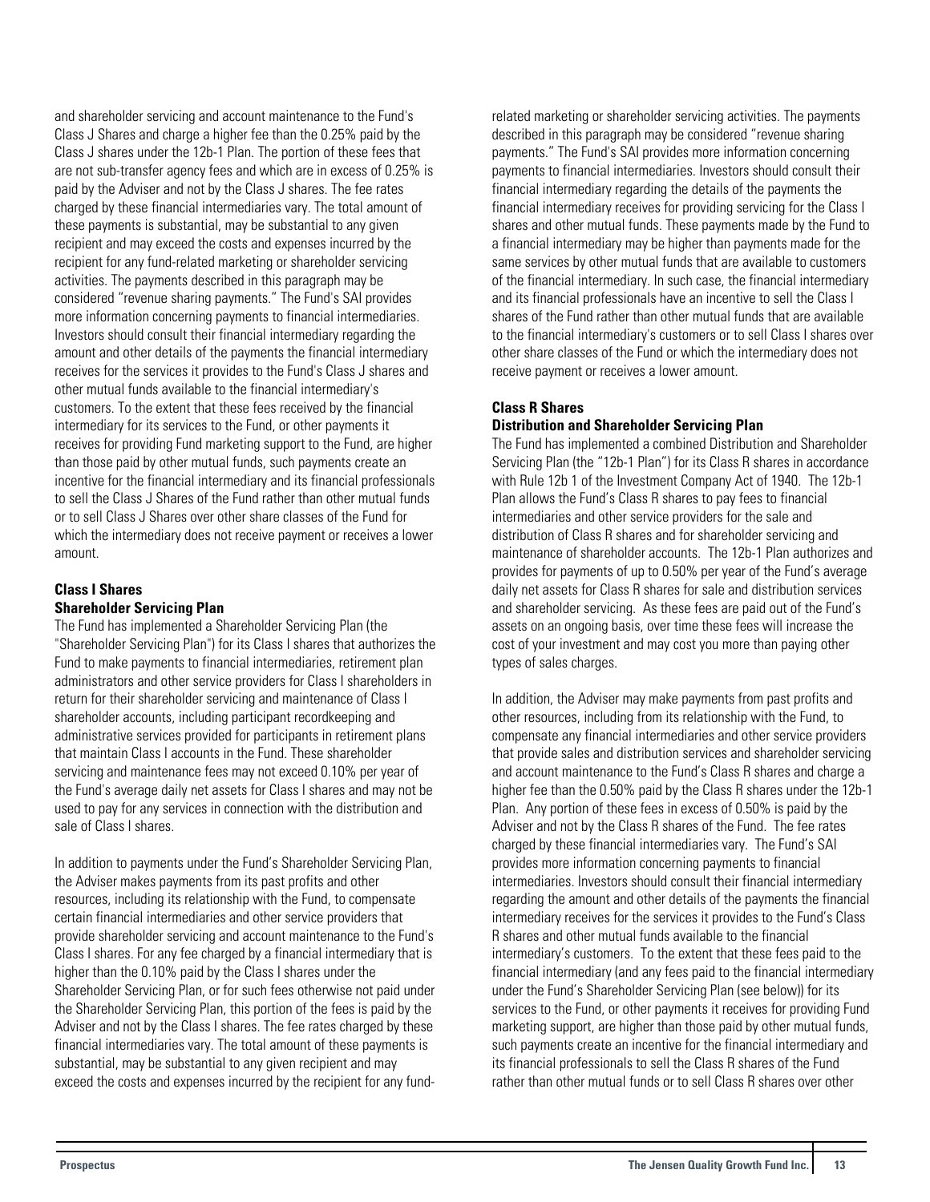and shareholder servicing and account maintenance to the Fund's Class J Shares and charge a higher fee than the 0.25% paid by the Class J shares under the 12b-1 Plan. The portion of these fees that are not sub-transfer agency fees and which are in excess of 0.25% is paid by the Adviser and not by the Class J shares. The fee rates charged by these financial intermediaries vary. The total amount of these payments is substantial, may be substantial to any given recipient and may exceed the costs and expenses incurred by the recipient for any fund-related marketing or shareholder servicing activities. The payments described in this paragraph may be considered "revenue sharing payments." The Fund's SAI provides more information concerning payments to financial intermediaries. Investors should consult their financial intermediary regarding the amount and other details of the payments the financial intermediary receives for the services it provides to the Fund's Class J shares and other mutual funds available to the financial intermediary's customers. To the extent that these fees received by the financial intermediary for its services to the Fund, or other payments it receives for providing Fund marketing support to the Fund, are higher than those paid by other mutual funds, such payments create an incentive for the financial intermediary and its financial professionals to sell the Class J Shares of the Fund rather than other mutual funds or to sell Class J Shares over other share classes of the Fund for which the intermediary does not receive payment or receives a lower amount.

**Class I Shares**
**Shareholder Servicing Plan**

The Fund has implemented a Shareholder Servicing Plan (the "Shareholder Servicing Plan") for its Class I shares that authorizes the Fund to make payments to financial intermediaries, retirement plan administrators and other service providers for Class I shareholders in return for their shareholder servicing and maintenance of Class I shareholder accounts, including participant recordkeeping and administrative services provided for participants in retirement plans that maintain Class I accounts in the Fund. These shareholder servicing and maintenance fees may not exceed 0.10% per year of the Fund's average daily net assets for Class I shares and may not be used to pay for any services in connection with the distribution and sale of Class I shares.

In addition to payments under the Fund's Shareholder Servicing Plan, the Adviser makes payments from its past profits and other resources, including its relationship with the Fund, to compensate certain financial intermediaries and other service providers that provide shareholder servicing and account maintenance to the Fund's Class I shares. For any fee charged by a financial intermediary that is higher than the 0.10% paid by the Class I shares under the Shareholder Servicing Plan, or for such fees otherwise not paid under the Shareholder Servicing Plan, this portion of the fees is paid by the Adviser and not by the Class I shares. The fee rates charged by these financial intermediaries vary. The total amount of these payments is substantial, may be substantial to any given recipient and may exceed the costs and expenses incurred by the recipient for any fund-related marketing or shareholder servicing activities. The payments described in this paragraph may be considered "revenue sharing payments." The Fund's SAI provides more information concerning payments to financial intermediaries. Investors should consult their financial intermediary regarding the details of the payments the financial intermediary receives for providing servicing for the Class I shares and other mutual funds. These payments made by the Fund to a financial intermediary may be higher than payments made for the same services by other mutual funds that are available to customers of the financial intermediary. In such case, the financial intermediary and its financial professionals have an incentive to sell the Class I shares of the Fund rather than other mutual funds that are available to the financial intermediary's customers or to sell Class I shares over other share classes of the Fund or which the intermediary does not receive payment or receives a lower amount.

**Class R Shares**
**Distribution and Shareholder Servicing Plan**

The Fund has implemented a combined Distribution and Shareholder Servicing Plan (the "12b-1 Plan") for its Class R shares in accordance with Rule 12b 1 of the Investment Company Act of 1940. The 12b-1 Plan allows the Fund's Class R shares to pay fees to financial intermediaries and other service providers for the sale and distribution of Class R shares and for shareholder servicing and maintenance of shareholder accounts. The 12b-1 Plan authorizes and provides for payments of up to 0.50% per year of the Fund's average daily net assets for Class R shares for sale and distribution services and shareholder servicing. As these fees are paid out of the Fund's assets on an ongoing basis, over time these fees will increase the cost of your investment and may cost you more than paying other types of sales charges.

In addition, the Adviser may make payments from past profits and other resources, including from its relationship with the Fund, to compensate any financial intermediaries and other service providers that provide sales and distribution services and shareholder servicing and account maintenance to the Fund's Class R shares and charge a higher fee than the 0.50% paid by the Class R shares under the 12b-1 Plan. Any portion of these fees in excess of 0.50% is paid by the Adviser and not by the Class R shares of the Fund. The fee rates charged by these financial intermediaries vary. The Fund's SAI provides more information concerning payments to financial intermediaries. Investors should consult their financial intermediary regarding the amount and other details of the payments the financial intermediary receives for the services it provides to the Fund's Class R shares and other mutual funds available to the financial intermediary's customers. To the extent that these fees paid to the financial intermediary (and any fees paid to the financial intermediary under the Fund's Shareholder Servicing Plan (see below)) for its services to the Fund, or other payments it receives for providing Fund marketing support, are higher than those paid by other mutual funds, such payments create an incentive for the financial intermediary and its financial professionals to sell the Class R shares of the Fund rather than other mutual funds or to sell Class R shares over other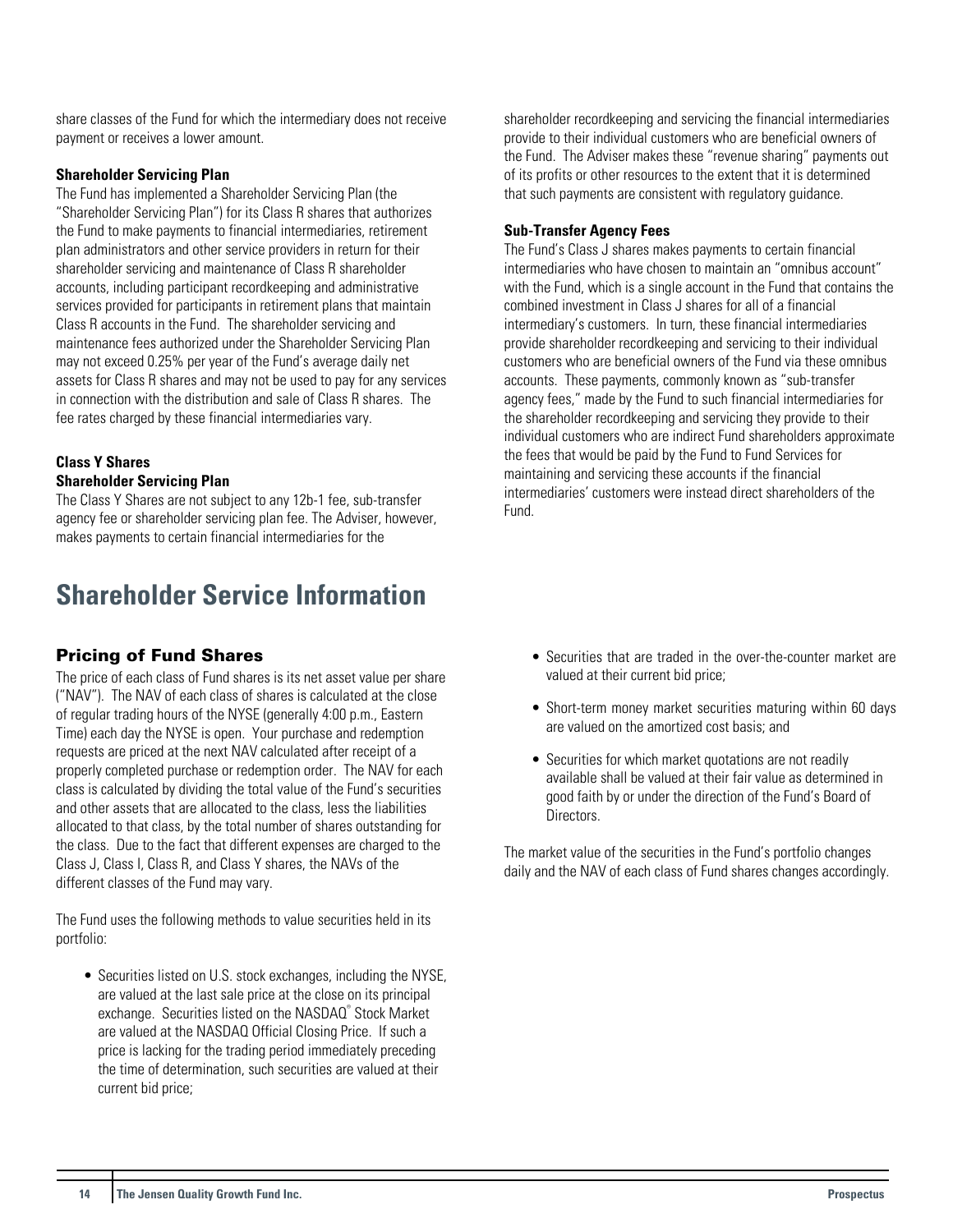share classes of the Fund for which the intermediary does not receive payment or receives a lower amount.

**Shareholder Servicing Plan**

The Fund has implemented a Shareholder Servicing Plan (the "Shareholder Servicing Plan") for its Class R shares that authorizes the Fund to make payments to financial intermediaries, retirement plan administrators and other service providers in return for their shareholder servicing and maintenance of Class R shareholder accounts, including participant recordkeeping and administrative services provided for participants in retirement plans that maintain Class R accounts in the Fund. The shareholder servicing and maintenance fees authorized under the Shareholder Servicing Plan may not exceed 0.25% per year of the Fund's average daily net assets for Class R shares and may not be used to pay for any services in connection with the distribution and sale of Class R shares. The fee rates charged by these financial intermediaries vary.

**Class Y Shares**

**Shareholder Servicing Plan**

The Class Y Shares are not subject to any 12b-1 fee, sub-transfer agency fee or shareholder servicing plan fee. The Adviser, however, makes payments to certain financial intermediaries for the shareholder recordkeeping and servicing the financial intermediaries provide to their individual customers who are beneficial owners of the Fund. The Adviser makes these "revenue sharing" payments out of its profits or other resources to the extent that it is determined that such payments are consistent with regulatory guidance.

**Sub-Transfer Agency Fees**

The Fund's Class J shares makes payments to certain financial intermediaries who have chosen to maintain an "omnibus account" with the Fund, which is a single account in the Fund that contains the combined investment in Class J shares for all of a financial intermediary's customers. In turn, these financial intermediaries provide shareholder recordkeeping and servicing to their individual customers who are beneficial owners of the Fund via these omnibus accounts. These payments, commonly known as "sub-transfer agency fees," made by the Fund to such financial intermediaries for the shareholder recordkeeping and servicing they provide to their individual customers who are indirect Fund shareholders approximate the fees that would be paid by the Fund to Fund Services for maintaining and servicing these accounts if the financial intermediaries' customers were instead direct shareholders of the Fund.

# Shareholder Service Information

## Pricing of Fund Shares

The price of each class of Fund shares is its net asset value per share ("NAV"). The NAV of each class of shares is calculated at the close of regular trading hours of the NYSE (generally 4:00 p.m., Eastern Time) each day the NYSE is open. Your purchase and redemption requests are priced at the next NAV calculated after receipt of a properly completed purchase or redemption order. The NAV for each class is calculated by dividing the total value of the Fund's securities and other assets that are allocated to the class, less the liabilities allocated to that class, by the total number of shares outstanding for the class. Due to the fact that different expenses are charged to the Class J, Class I, Class R, and Class Y shares, the NAVs of the different classes of the Fund may vary.

The Fund uses the following methods to value securities held in its portfolio:

- Securities listed on U.S. stock exchanges, including the NYSE, are valued at the last sale price at the close on its principal exchange. Securities listed on the NASDAQ® Stock Market are valued at the NASDAQ Official Closing Price. If such a price is lacking for the trading period immediately preceding the time of determination, such securities are valued at their current bid price;
- Securities that are traded in the over-the-counter market are valued at their current bid price;
- Short-term money market securities maturing within 60 days are valued on the amortized cost basis; and
- Securities for which market quotations are not readily available shall be valued at their fair value as determined in good faith by or under the direction of the Fund's Board of Directors.

The market value of the securities in the Fund's portfolio changes daily and the NAV of each class of Fund shares changes accordingly.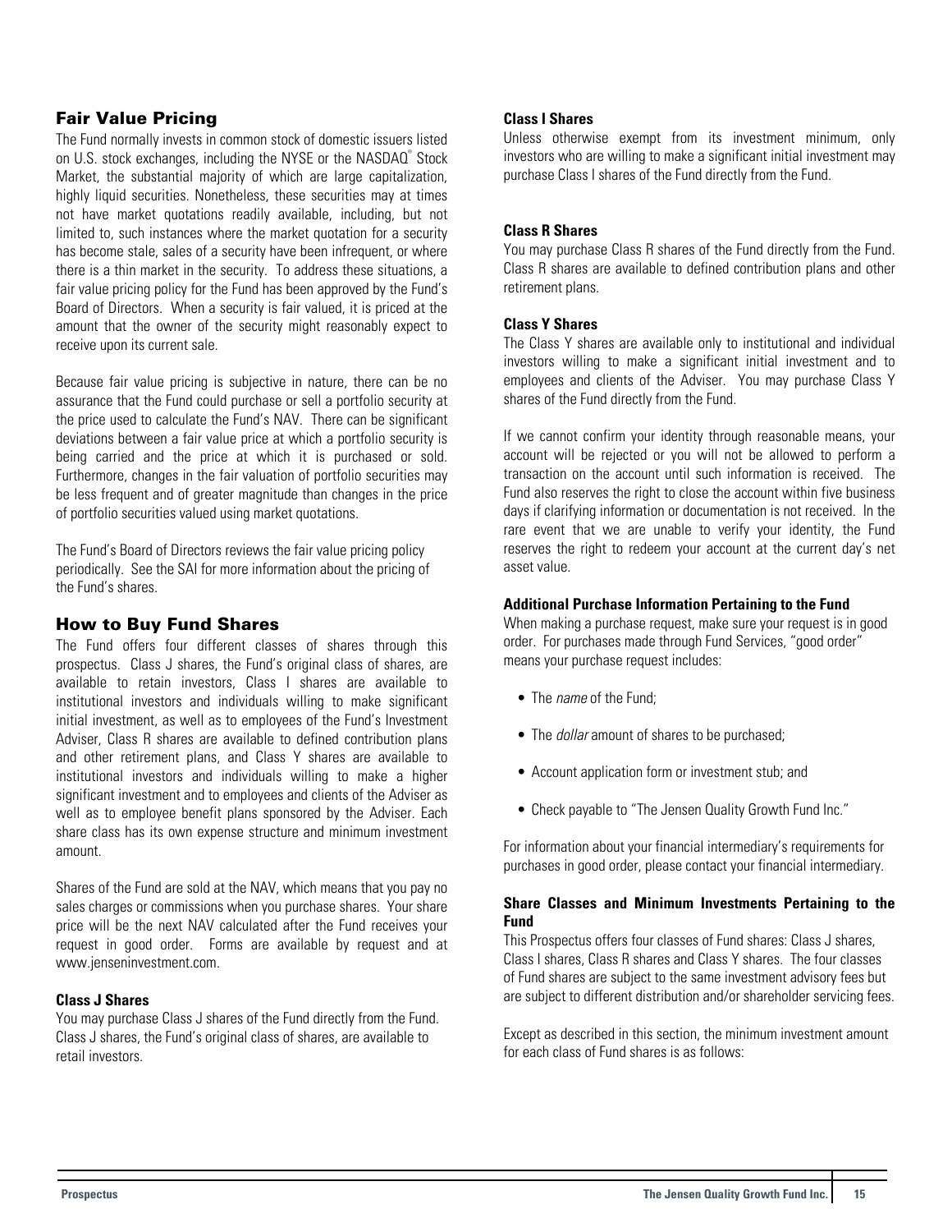## Fair Value Pricing

The Fund normally invests in common stock of domestic issuers listed on U.S. stock exchanges, including the NYSE or the NASDAQ® Stock Market, the substantial majority of which are large capitalization, highly liquid securities. Nonetheless, these securities may at times not have market quotations readily available, including, but not limited to, such instances where the market quotation for a security has become stale, sales of a security have been infrequent, or where there is a thin market in the security. To address these situations, a fair value pricing policy for the Fund has been approved by the Fund's Board of Directors. When a security is fair valued, it is priced at the amount that the owner of the security might reasonably expect to receive upon its current sale.

Because fair value pricing is subjective in nature, there can be no assurance that the Fund could purchase or sell a portfolio security at the price used to calculate the Fund's NAV. There can be significant deviations between a fair value price at which a portfolio security is being carried and the price at which it is purchased or sold. Furthermore, changes in the fair valuation of portfolio securities may be less frequent and of greater magnitude than changes in the price of portfolio securities valued using market quotations.

The Fund's Board of Directors reviews the fair value pricing policy periodically. See the SAI for more information about the pricing of the Fund's shares.

## How to Buy Fund Shares

The Fund offers four different classes of shares through this prospectus. Class J shares, the Fund's original class of shares, are available to retain investors, Class I shares are available to institutional investors and individuals willing to make significant initial investment, as well as to employees of the Fund's Investment Adviser, Class R shares are available to defined contribution plans and other retirement plans, and Class Y shares are available to institutional investors and individuals willing to make a higher significant investment and to employees and clients of the Adviser as well as to employee benefit plans sponsored by the Adviser. Each share class has its own expense structure and minimum investment amount.

Shares of the Fund are sold at the NAV, which means that you pay no sales charges or commissions when you purchase shares. Your share price will be the next NAV calculated after the Fund receives your request in good order. Forms are available by request and at www.jenseninvestment.com.

**Class J Shares**

You may purchase Class J shares of the Fund directly from the Fund. Class J shares, the Fund's original class of shares, are available to retail investors.

**Class I Shares**

Unless otherwise exempt from its investment minimum, only investors who are willing to make a significant initial investment may purchase Class I shares of the Fund directly from the Fund.

**Class R Shares**

You may purchase Class R shares of the Fund directly from the Fund. Class R shares are available to defined contribution plans and other retirement plans.

**Class Y Shares**

The Class Y shares are available only to institutional and individual investors willing to make a significant initial investment and to employees and clients of the Adviser. You may purchase Class Y shares of the Fund directly from the Fund.

If we cannot confirm your identity through reasonable means, your account will be rejected or you will not be allowed to perform a transaction on the account until such information is received. The Fund also reserves the right to close the account within five business days if clarifying information or documentation is not received. In the rare event that we are unable to verify your identity, the Fund reserves the right to redeem your account at the current day's net asset value.

**Additional Purchase Information Pertaining to the Fund**

When making a purchase request, make sure your request is in good order. For purchases made through Fund Services, "good order" means your purchase request includes:

- The *name* of the Fund;
- The *dollar* amount of shares to be purchased;
- Account application form or investment stub; and
- Check payable to "The Jensen Quality Growth Fund Inc."

For information about your financial intermediary's requirements for purchases in good order, please contact your financial intermediary.

**Share Classes and Minimum Investments Pertaining to the Fund**

This Prospectus offers four classes of Fund shares: Class J shares, Class I shares, Class R shares and Class Y shares. The four classes of Fund shares are subject to the same investment advisory fees but are subject to different distribution and/or shareholder servicing fees.

Except as described in this section, the minimum investment amount for each class of Fund shares is as follows: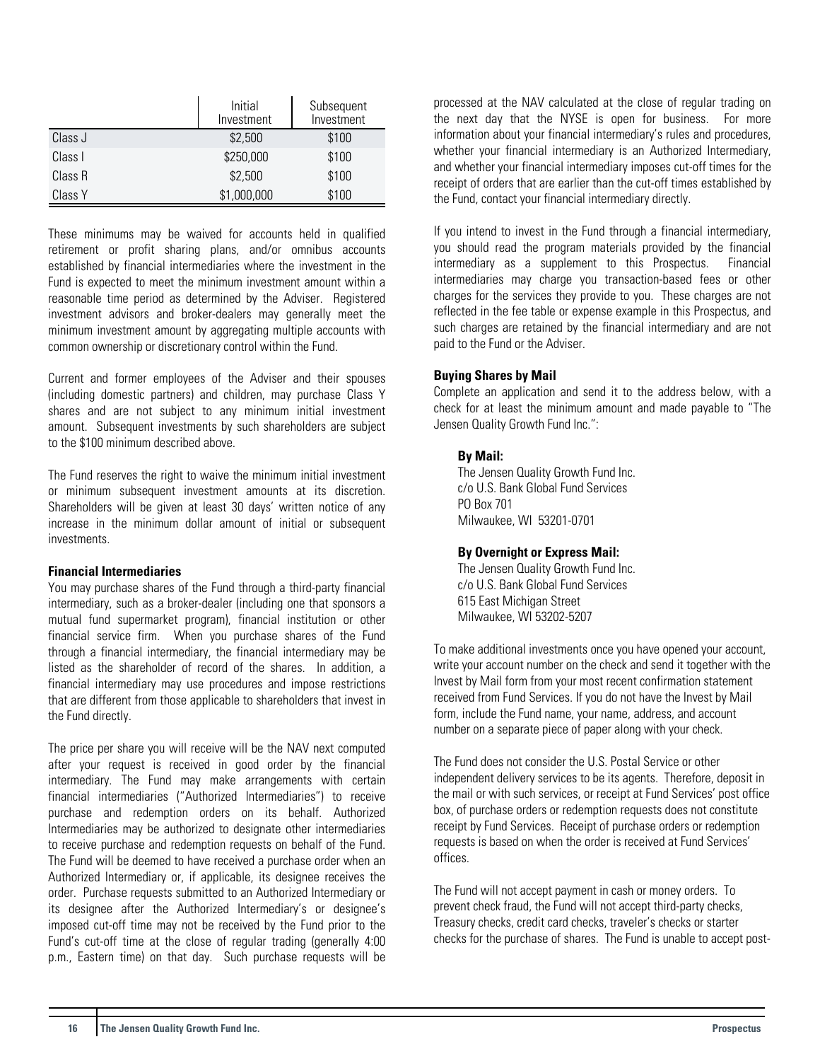| | Initial Investment | Subsequent Investment |
|---|---|---|
| Class J | $2,500 | $100 |
| Class I | $250,000 | $100 |
| Class R | $2,500 | $100 |
| Class Y | $1,000,000 | $100 |

These minimums may be waived for accounts held in qualified retirement or profit sharing plans, and/or omnibus accounts established by financial intermediaries where the investment in the Fund is expected to meet the minimum investment amount within a reasonable time period as determined by the Adviser. Registered investment advisors and broker-dealers may generally meet the minimum investment amount by aggregating multiple accounts with common ownership or discretionary control within the Fund.

Current and former employees of the Adviser and their spouses (including domestic partners) and children, may purchase Class Y shares and are not subject to any minimum initial investment amount. Subsequent investments by such shareholders are subject to the $100 minimum described above.

The Fund reserves the right to waive the minimum initial investment or minimum subsequent investment amounts at its discretion. Shareholders will be given at least 30 days' written notice of any increase in the minimum dollar amount of initial or subsequent investments.

**Financial Intermediaries**

You may purchase shares of the Fund through a third-party financial intermediary, such as a broker-dealer (including one that sponsors a mutual fund supermarket program), financial institution or other financial service firm. When you purchase shares of the Fund through a financial intermediary, the financial intermediary may be listed as the shareholder of record of the shares. In addition, a financial intermediary may use procedures and impose restrictions that are different from those applicable to shareholders that invest in the Fund directly.

The price per share you will receive will be the NAV next computed after your request is received in good order by the financial intermediary. The Fund may make arrangements with certain financial intermediaries ("Authorized Intermediaries") to receive purchase and redemption orders on its behalf. Authorized Intermediaries may be authorized to designate other intermediaries to receive purchase and redemption requests on behalf of the Fund. The Fund will be deemed to have received a purchase order when an Authorized Intermediary or, if applicable, its designee receives the order. Purchase requests submitted to an Authorized Intermediary or its designee after the Authorized Intermediary's or designee's imposed cut-off time may not be received by the Fund prior to the Fund's cut-off time at the close of regular trading (generally 4:00 p.m., Eastern time) on that day. Such purchase requests will be processed at the NAV calculated at the close of regular trading on the next day that the NYSE is open for business. For more information about your financial intermediary's rules and procedures, whether your financial intermediary is an Authorized Intermediary, and whether your financial intermediary imposes cut-off times for the receipt of orders that are earlier than the cut-off times established by the Fund, contact your financial intermediary directly.

If you intend to invest in the Fund through a financial intermediary, you should read the program materials provided by the financial intermediary as a supplement to this Prospectus. Financial intermediaries may charge you transaction-based fees or other charges for the services they provide to you. These charges are not reflected in the fee table or expense example in this Prospectus, and such charges are retained by the financial intermediary and are not paid to the Fund or the Adviser.

**Buying Shares by Mail**

Complete an application and send it to the address below, with a check for at least the minimum amount and made payable to "The Jensen Quality Growth Fund Inc.":

**By Mail:**
The Jensen Quality Growth Fund Inc.
c/o U.S. Bank Global Fund Services
PO Box 701
Milwaukee, WI 53201-0701

**By Overnight or Express Mail:**
The Jensen Quality Growth Fund Inc.
c/o U.S. Bank Global Fund Services
615 East Michigan Street
Milwaukee, WI 53202-5207

To make additional investments once you have opened your account, write your account number on the check and send it together with the Invest by Mail form from your most recent confirmation statement received from Fund Services. If you do not have the Invest by Mail form, include the Fund name, your name, address, and account number on a separate piece of paper along with your check.

The Fund does not consider the U.S. Postal Service or other independent delivery services to be its agents. Therefore, deposit in the mail or with such services, or receipt at Fund Services' post office box, of purchase orders or redemption requests does not constitute receipt by Fund Services. Receipt of purchase orders or redemption requests is based on when the order is received at Fund Services' offices.

The Fund will not accept payment in cash or money orders. To prevent check fraud, the Fund will not accept third-party checks, Treasury checks, credit card checks, traveler's checks or starter checks for the purchase of shares. The Fund is unable to accept post-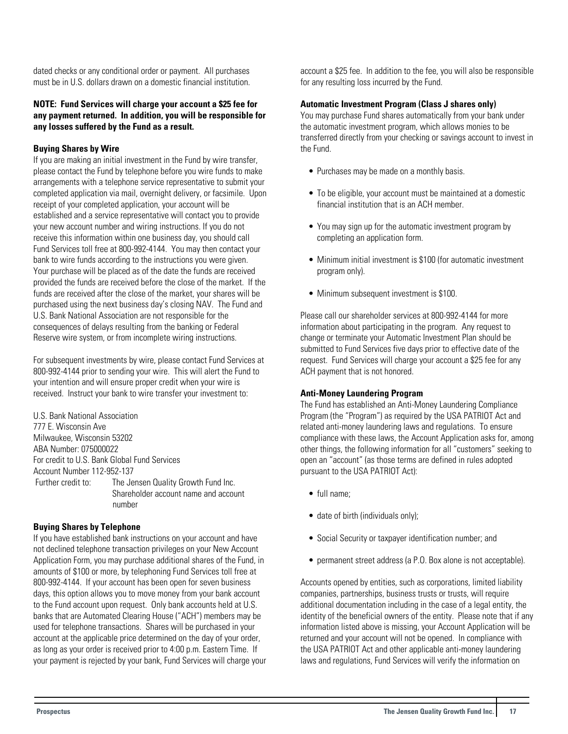dated checks or any conditional order or payment. All purchases must be in U.S. dollars drawn on a domestic financial institution.

**NOTE: Fund Services will charge your account a $25 fee for any payment returned. In addition, you will be responsible for any losses suffered by the Fund as a result.**

**Buying Shares by Wire**

If you are making an initial investment in the Fund by wire transfer, please contact the Fund by telephone before you wire funds to make arrangements with a telephone service representative to submit your completed application via mail, overnight delivery, or facsimile. Upon receipt of your completed application, your account will be established and a service representative will contact you to provide your new account number and wiring instructions. If you do not receive this information within one business day, you should call Fund Services toll free at 800-992-4144. You may then contact your bank to wire funds according to the instructions you were given. Your purchase will be placed as of the date the funds are received provided the funds are received before the close of the market. If the funds are received after the close of the market, your shares will be purchased using the next business day's closing NAV. The Fund and U.S. Bank National Association are not responsible for the consequences of delays resulting from the banking or Federal Reserve wire system, or from incomplete wiring instructions.

For subsequent investments by wire, please contact Fund Services at 800-992-4144 prior to sending your wire. This will alert the Fund to your intention and will ensure proper credit when your wire is received. Instruct your bank to wire transfer your investment to:

U.S. Bank National Association
777 E. Wisconsin Ave
Milwaukee, Wisconsin 53202
ABA Number: 075000022
For credit to U.S. Bank Global Fund Services
Account Number 112-952-137
Further credit to: The Jensen Quality Growth Fund Inc.
Shareholder account name and account number

**Buying Shares by Telephone**

If you have established bank instructions on your account and have not declined telephone transaction privileges on your New Account Application Form, you may purchase additional shares of the Fund, in amounts of $100 or more, by telephoning Fund Services toll free at 800-992-4144. If your account has been open for seven business days, this option allows you to move money from your bank account to the Fund account upon request. Only bank accounts held at U.S. banks that are Automated Clearing House ("ACH") members may be used for telephone transactions. Shares will be purchased in your account at the applicable price determined on the day of your order, as long as your order is received prior to 4:00 p.m. Eastern Time. If your payment is rejected by your bank, Fund Services will charge your account a $25 fee. In addition to the fee, you will also be responsible for any resulting loss incurred by the Fund.

**Automatic Investment Program (Class J shares only)**

You may purchase Fund shares automatically from your bank under the automatic investment program, which allows monies to be transferred directly from your checking or savings account to invest in the Fund.

- Purchases may be made on a monthly basis.
- To be eligible, your account must be maintained at a domestic financial institution that is an ACH member.
- You may sign up for the automatic investment program by completing an application form.
- Minimum initial investment is $100 (for automatic investment program only).
- Minimum subsequent investment is $100.

Please call our shareholder services at 800-992-4144 for more information about participating in the program. Any request to change or terminate your Automatic Investment Plan should be submitted to Fund Services five days prior to effective date of the request. Fund Services will charge your account a $25 fee for any ACH payment that is not honored.

**Anti-Money Laundering Program**

The Fund has established an Anti-Money Laundering Compliance Program (the "Program") as required by the USA PATRIOT Act and related anti-money laundering laws and regulations. To ensure compliance with these laws, the Account Application asks for, among other things, the following information for all "customers" seeking to open an "account" (as those terms are defined in rules adopted pursuant to the USA PATRIOT Act):

- full name;
- date of birth (individuals only);
- Social Security or taxpayer identification number; and
- permanent street address (a P.O. Box alone is not acceptable).

Accounts opened by entities, such as corporations, limited liability companies, partnerships, business trusts or trusts, will require additional documentation including in the case of a legal entity, the identity of the beneficial owners of the entity. Please note that if any information listed above is missing, your Account Application will be returned and your account will not be opened. In compliance with the USA PATRIOT Act and other applicable anti-money laundering laws and regulations, Fund Services will verify the information on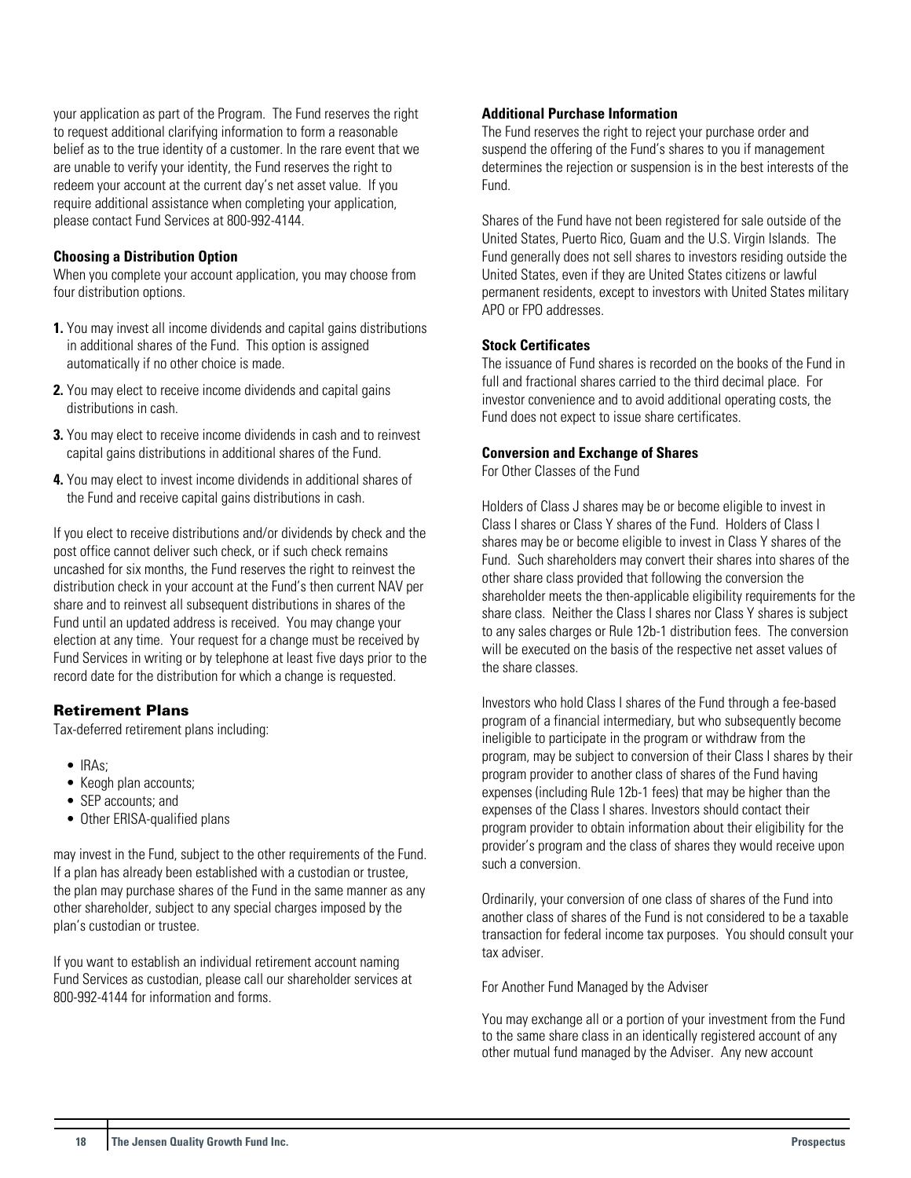your application as part of the Program. The Fund reserves the right to request additional clarifying information to form a reasonable belief as to the true identity of a customer. In the rare event that we are unable to verify your identity, the Fund reserves the right to redeem your account at the current day's net asset value. If you require additional assistance when completing your application, please contact Fund Services at 800-992-4144.

**Choosing a Distribution Option**

When you complete your account application, you may choose from four distribution options.

**1.** You may invest all income dividends and capital gains distributions in additional shares of the Fund. This option is assigned automatically if no other choice is made.

**2.** You may elect to receive income dividends and capital gains distributions in cash.

**3.** You may elect to receive income dividends in cash and to reinvest capital gains distributions in additional shares of the Fund.

**4.** You may elect to invest income dividends in additional shares of the Fund and receive capital gains distributions in cash.

If you elect to receive distributions and/or dividends by check and the post office cannot deliver such check, or if such check remains uncashed for six months, the Fund reserves the right to reinvest the distribution check in your account at the Fund's then current NAV per share and to reinvest all subsequent distributions in shares of the Fund until an updated address is received. You may change your election at any time. Your request for a change must be received by Fund Services in writing or by telephone at least five days prior to the record date for the distribution for which a change is requested.

## Retirement Plans

Tax-deferred retirement plans including:

- IRAs;
- Keogh plan accounts;
- SEP accounts; and
- Other ERISA-qualified plans

may invest in the Fund, subject to the other requirements of the Fund. If a plan has already been established with a custodian or trustee, the plan may purchase shares of the Fund in the same manner as any other shareholder, subject to any special charges imposed by the plan's custodian or trustee.

If you want to establish an individual retirement account naming Fund Services as custodian, please call our shareholder services at 800-992-4144 for information and forms.

**Additional Purchase Information**

The Fund reserves the right to reject your purchase order and suspend the offering of the Fund's shares to you if management determines the rejection or suspension is in the best interests of the Fund.

Shares of the Fund have not been registered for sale outside of the United States, Puerto Rico, Guam and the U.S. Virgin Islands. The Fund generally does not sell shares to investors residing outside the United States, even if they are United States citizens or lawful permanent residents, except to investors with United States military APO or FPO addresses.

**Stock Certificates**

The issuance of Fund shares is recorded on the books of the Fund in full and fractional shares carried to the third decimal place. For investor convenience and to avoid additional operating costs, the Fund does not expect to issue share certificates.

**Conversion and Exchange of Shares**

For Other Classes of the Fund

Holders of Class J shares may be or become eligible to invest in Class I shares or Class Y shares of the Fund. Holders of Class I shares may be or become eligible to invest in Class Y shares of the Fund. Such shareholders may convert their shares into shares of the other share class provided that following the conversion the shareholder meets the then-applicable eligibility requirements for the share class. Neither the Class I shares nor Class Y shares is subject to any sales charges or Rule 12b-1 distribution fees. The conversion will be executed on the basis of the respective net asset values of the share classes.

Investors who hold Class I shares of the Fund through a fee-based program of a financial intermediary, but who subsequently become ineligible to participate in the program or withdraw from the program, may be subject to conversion of their Class I shares by their program provider to another class of shares of the Fund having expenses (including Rule 12b-1 fees) that may be higher than the expenses of the Class I shares. Investors should contact their program provider to obtain information about their eligibility for the provider's program and the class of shares they would receive upon such a conversion.

Ordinarily, your conversion of one class of shares of the Fund into another class of shares of the Fund is not considered to be a taxable transaction for federal income tax purposes. You should consult your tax adviser.

For Another Fund Managed by the Adviser

You may exchange all or a portion of your investment from the Fund to the same share class in an identically registered account of any other mutual fund managed by the Adviser. Any new account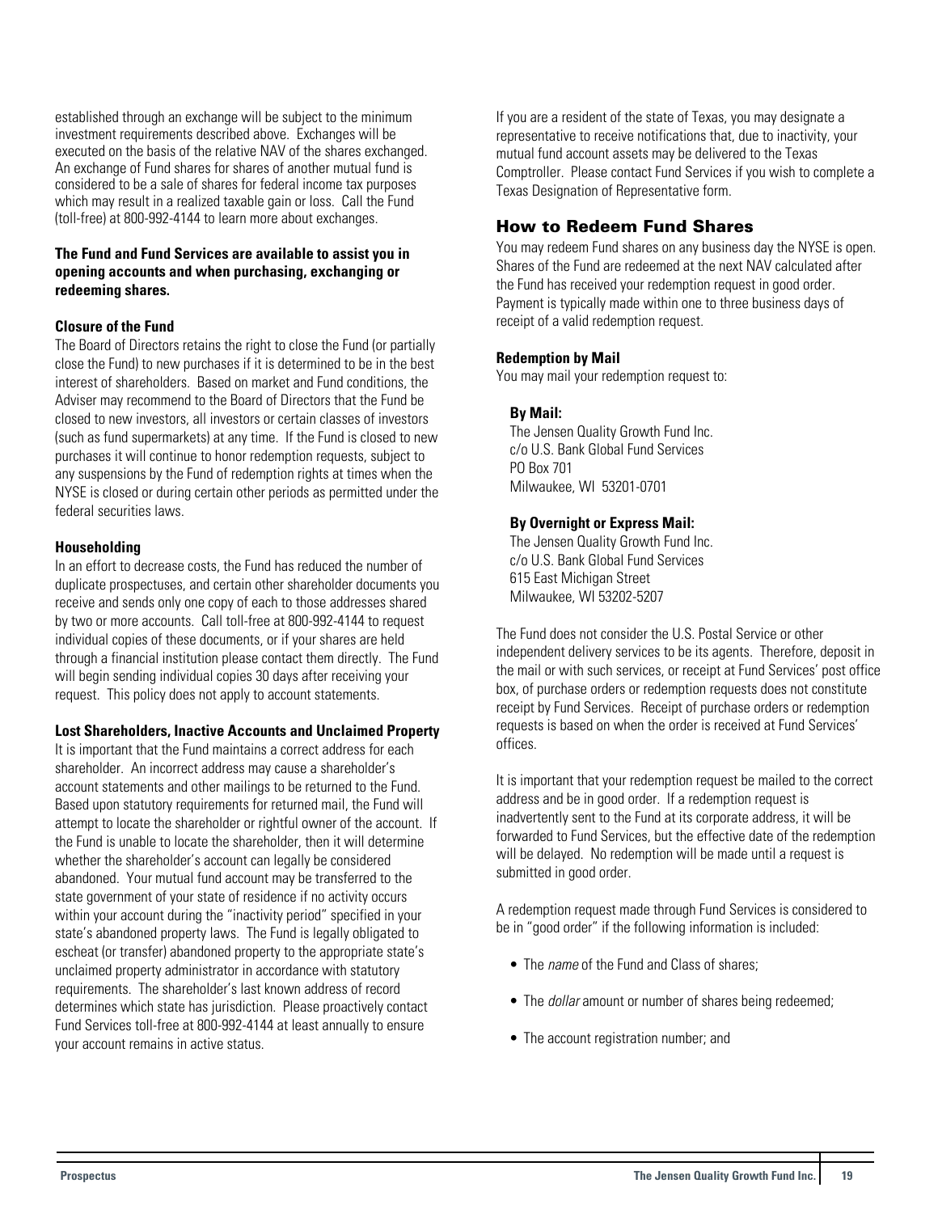established through an exchange will be subject to the minimum investment requirements described above. Exchanges will be executed on the basis of the relative NAV of the shares exchanged. An exchange of Fund shares for shares of another mutual fund is considered to be a sale of shares for federal income tax purposes which may result in a realized taxable gain or loss. Call the Fund (toll-free) at 800-992-4144 to learn more about exchanges.

**The Fund and Fund Services are available to assist you in opening accounts and when purchasing, exchanging or redeeming shares.**

#### Closure of the Fund

The Board of Directors retains the right to close the Fund (or partially close the Fund) to new purchases if it is determined to be in the best interest of shareholders. Based on market and Fund conditions, the Adviser may recommend to the Board of Directors that the Fund be closed to new investors, all investors or certain classes of investors (such as fund supermarkets) at any time. If the Fund is closed to new purchases it will continue to honor redemption requests, subject to any suspensions by the Fund of redemption rights at times when the NYSE is closed or during certain other periods as permitted under the federal securities laws.

#### Householding

In an effort to decrease costs, the Fund has reduced the number of duplicate prospectuses, and certain other shareholder documents you receive and sends only one copy of each to those addresses shared by two or more accounts. Call toll-free at 800-992-4144 to request individual copies of these documents, or if your shares are held through a financial institution please contact them directly. The Fund will begin sending individual copies 30 days after receiving your request. This policy does not apply to account statements.

#### Lost Shareholders, Inactive Accounts and Unclaimed Property

It is important that the Fund maintains a correct address for each shareholder. An incorrect address may cause a shareholder's account statements and other mailings to be returned to the Fund. Based upon statutory requirements for returned mail, the Fund will attempt to locate the shareholder or rightful owner of the account. If the Fund is unable to locate the shareholder, then it will determine whether the shareholder's account can legally be considered abandoned. Your mutual fund account may be transferred to the state government of your state of residence if no activity occurs within your account during the "inactivity period" specified in your state's abandoned property laws. The Fund is legally obligated to escheat (or transfer) abandoned property to the appropriate state's unclaimed property administrator in accordance with statutory requirements. The shareholder's last known address of record determines which state has jurisdiction. Please proactively contact Fund Services toll-free at 800-992-4144 at least annually to ensure your account remains in active status.

If you are a resident of the state of Texas, you may designate a representative to receive notifications that, due to inactivity, your mutual fund account assets may be delivered to the Texas Comptroller. Please contact Fund Services if you wish to complete a Texas Designation of Representative form.

## How to Redeem Fund Shares

You may redeem Fund shares on any business day the NYSE is open. Shares of the Fund are redeemed at the next NAV calculated after the Fund has received your redemption request in good order. Payment is typically made within one to three business days of receipt of a valid redemption request.

#### Redemption by Mail

You may mail your redemption request to:

**By Mail:**
The Jensen Quality Growth Fund Inc.
c/o U.S. Bank Global Fund Services
PO Box 701
Milwaukee, WI 53201-0701

**By Overnight or Express Mail:**
The Jensen Quality Growth Fund Inc.
c/o U.S. Bank Global Fund Services
615 East Michigan Street
Milwaukee, WI 53202-5207

The Fund does not consider the U.S. Postal Service or other independent delivery services to be its agents. Therefore, deposit in the mail or with such services, or receipt at Fund Services' post office box, of purchase orders or redemption requests does not constitute receipt by Fund Services. Receipt of purchase orders or redemption requests is based on when the order is received at Fund Services' offices.

It is important that your redemption request be mailed to the correct address and be in good order. If a redemption request is inadvertently sent to the Fund at its corporate address, it will be forwarded to Fund Services, but the effective date of the redemption will be delayed. No redemption will be made until a request is submitted in good order.

A redemption request made through Fund Services is considered to be in "good order" if the following information is included:

- The *name* of the Fund and Class of shares;
- The *dollar* amount or number of shares being redeemed;
- The account registration number; and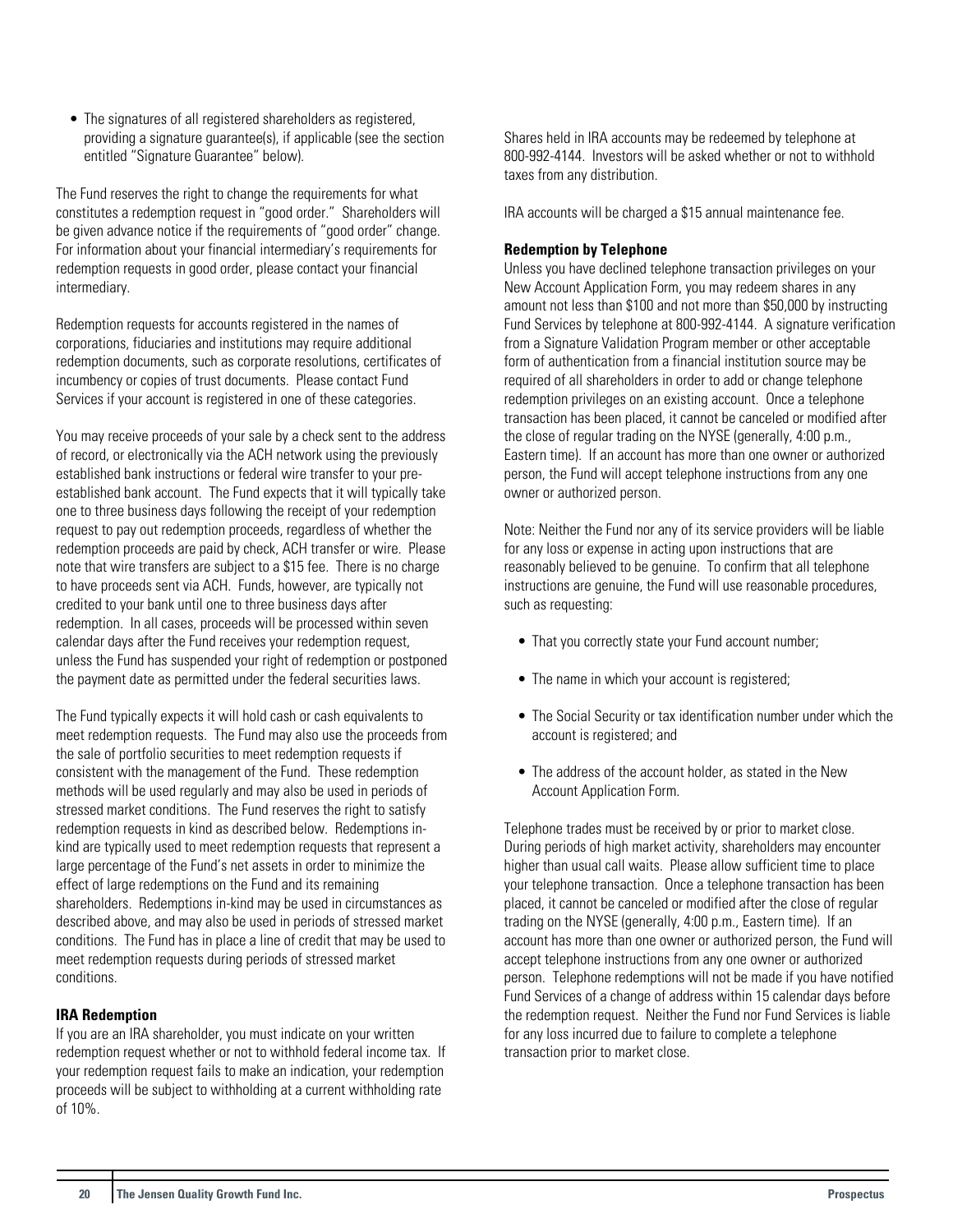- The signatures of all registered shareholders as registered, providing a signature guarantee(s), if applicable (see the section entitled "Signature Guarantee" below).

The Fund reserves the right to change the requirements for what constitutes a redemption request in "good order." Shareholders will be given advance notice if the requirements of "good order" change. For information about your financial intermediary's requirements for redemption requests in good order, please contact your financial intermediary.

Redemption requests for accounts registered in the names of corporations, fiduciaries and institutions may require additional redemption documents, such as corporate resolutions, certificates of incumbency or copies of trust documents. Please contact Fund Services if your account is registered in one of these categories.

You may receive proceeds of your sale by a check sent to the address of record, or electronically via the ACH network using the previously established bank instructions or federal wire transfer to your pre-established bank account. The Fund expects that it will typically take one to three business days following the receipt of your redemption request to pay out redemption proceeds, regardless of whether the redemption proceeds are paid by check, ACH transfer or wire. Please note that wire transfers are subject to a $15 fee. There is no charge to have proceeds sent via ACH. Funds, however, are typically not credited to your bank until one to three business days after redemption. In all cases, proceeds will be processed within seven calendar days after the Fund receives your redemption request, unless the Fund has suspended your right of redemption or postponed the payment date as permitted under the federal securities laws.

The Fund typically expects it will hold cash or cash equivalents to meet redemption requests. The Fund may also use the proceeds from the sale of portfolio securities to meet redemption requests if consistent with the management of the Fund. These redemption methods will be used regularly and may also be used in periods of stressed market conditions. The Fund reserves the right to satisfy redemption requests in kind as described below. Redemptions in-kind are typically used to meet redemption requests that represent a large percentage of the Fund's net assets in order to minimize the effect of large redemptions on the Fund and its remaining shareholders. Redemptions in-kind may be used in circumstances as described above, and may also be used in periods of stressed market conditions. The Fund has in place a line of credit that may be used to meet redemption requests during periods of stressed market conditions.

**IRA Redemption**

If you are an IRA shareholder, you must indicate on your written redemption request whether or not to withhold federal income tax. If your redemption request fails to make an indication, your redemption proceeds will be subject to withholding at a current withholding rate of 10%.

Shares held in IRA accounts may be redeemed by telephone at 800-992-4144. Investors will be asked whether or not to withhold taxes from any distribution.

IRA accounts will be charged a $15 annual maintenance fee.

**Redemption by Telephone**

Unless you have declined telephone transaction privileges on your New Account Application Form, you may redeem shares in any amount not less than $100 and not more than $50,000 by instructing Fund Services by telephone at 800-992-4144. A signature verification from a Signature Validation Program member or other acceptable form of authentication from a financial institution source may be required of all shareholders in order to add or change telephone redemption privileges on an existing account. Once a telephone transaction has been placed, it cannot be canceled or modified after the close of regular trading on the NYSE (generally, 4:00 p.m., Eastern time). If an account has more than one owner or authorized person, the Fund will accept telephone instructions from any one owner or authorized person.

Note: Neither the Fund nor any of its service providers will be liable for any loss or expense in acting upon instructions that are reasonably believed to be genuine. To confirm that all telephone instructions are genuine, the Fund will use reasonable procedures, such as requesting:

- That you correctly state your Fund account number;
- The name in which your account is registered;
- The Social Security or tax identification number under which the account is registered; and
- The address of the account holder, as stated in the New Account Application Form.

Telephone trades must be received by or prior to market close. During periods of high market activity, shareholders may encounter higher than usual call waits. Please allow sufficient time to place your telephone transaction. Once a telephone transaction has been placed, it cannot be canceled or modified after the close of regular trading on the NYSE (generally, 4:00 p.m., Eastern time). If an account has more than one owner or authorized person, the Fund will accept telephone instructions from any one owner or authorized person. Telephone redemptions will not be made if you have notified Fund Services of a change of address within 15 calendar days before the redemption request. Neither the Fund nor Fund Services is liable for any loss incurred due to failure to complete a telephone transaction prior to market close.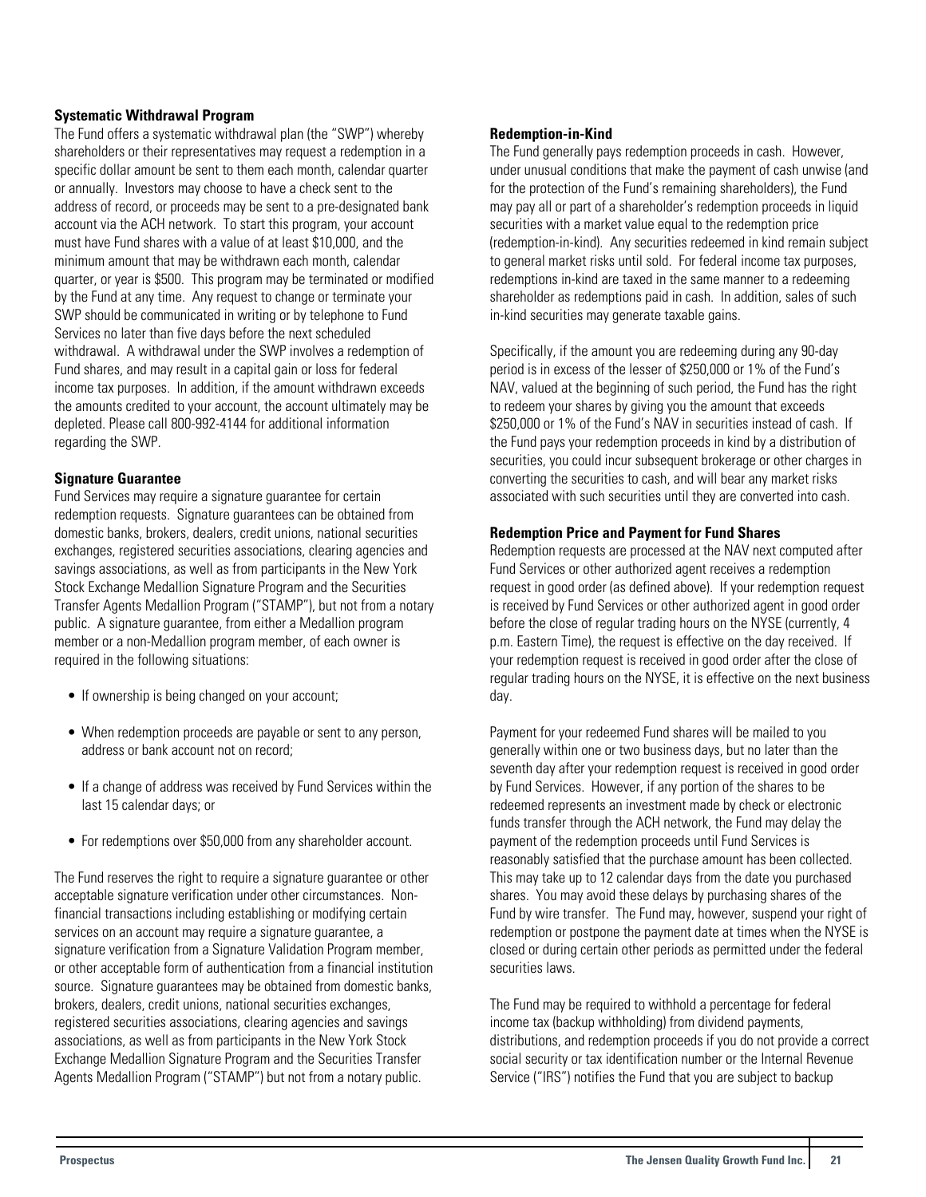**Systematic Withdrawal Program**

The Fund offers a systematic withdrawal plan (the "SWP") whereby shareholders or their representatives may request a redemption in a specific dollar amount be sent to them each month, calendar quarter or annually. Investors may choose to have a check sent to the address of record, or proceeds may be sent to a pre-designated bank account via the ACH network. To start this program, your account must have Fund shares with a value of at least $10,000, and the minimum amount that may be withdrawn each month, calendar quarter, or year is $500. This program may be terminated or modified by the Fund at any time. Any request to change or terminate your SWP should be communicated in writing or by telephone to Fund Services no later than five days before the next scheduled withdrawal. A withdrawal under the SWP involves a redemption of Fund shares, and may result in a capital gain or loss for federal income tax purposes. In addition, if the amount withdrawn exceeds the amounts credited to your account, the account ultimately may be depleted. Please call 800-992-4144 for additional information regarding the SWP.

**Signature Guarantee**

Fund Services may require a signature guarantee for certain redemption requests. Signature guarantees can be obtained from domestic banks, brokers, dealers, credit unions, national securities exchanges, registered securities associations, clearing agencies and savings associations, as well as from participants in the New York Stock Exchange Medallion Signature Program and the Securities Transfer Agents Medallion Program ("STAMP"), but not from a notary public. A signature guarantee, from either a Medallion program member or a non-Medallion program member, of each owner is required in the following situations:

- If ownership is being changed on your account;
- When redemption proceeds are payable or sent to any person, address or bank account not on record;
- If a change of address was received by Fund Services within the last 15 calendar days; or
- For redemptions over $50,000 from any shareholder account.

The Fund reserves the right to require a signature guarantee or other acceptable signature verification under other circumstances. Non-financial transactions including establishing or modifying certain services on an account may require a signature guarantee, a signature verification from a Signature Validation Program member, or other acceptable form of authentication from a financial institution source. Signature guarantees may be obtained from domestic banks, brokers, dealers, credit unions, national securities exchanges, registered securities associations, clearing agencies and savings associations, as well as from participants in the New York Stock Exchange Medallion Signature Program and the Securities Transfer Agents Medallion Program ("STAMP") but not from a notary public.

**Redemption-in-Kind**

The Fund generally pays redemption proceeds in cash. However, under unusual conditions that make the payment of cash unwise (and for the protection of the Fund's remaining shareholders), the Fund may pay all or part of a shareholder's redemption proceeds in liquid securities with a market value equal to the redemption price (redemption-in-kind). Any securities redeemed in kind remain subject to general market risks until sold. For federal income tax purposes, redemptions in-kind are taxed in the same manner to a redeeming shareholder as redemptions paid in cash. In addition, sales of such in-kind securities may generate taxable gains.

Specifically, if the amount you are redeeming during any 90-day period is in excess of the lesser of $250,000 or 1% of the Fund's NAV, valued at the beginning of such period, the Fund has the right to redeem your shares by giving you the amount that exceeds $250,000 or 1% of the Fund's NAV in securities instead of cash. If the Fund pays your redemption proceeds in kind by a distribution of securities, you could incur subsequent brokerage or other charges in converting the securities to cash, and will bear any market risks associated with such securities until they are converted into cash.

**Redemption Price and Payment for Fund Shares**

Redemption requests are processed at the NAV next computed after Fund Services or other authorized agent receives a redemption request in good order (as defined above). If your redemption request is received by Fund Services or other authorized agent in good order before the close of regular trading hours on the NYSE (currently, 4 p.m. Eastern Time), the request is effective on the day received. If your redemption request is received in good order after the close of regular trading hours on the NYSE, it is effective on the next business day.

Payment for your redeemed Fund shares will be mailed to you generally within one or two business days, but no later than the seventh day after your redemption request is received in good order by Fund Services. However, if any portion of the shares to be redeemed represents an investment made by check or electronic funds transfer through the ACH network, the Fund may delay the payment of the redemption proceeds until Fund Services is reasonably satisfied that the purchase amount has been collected. This may take up to 12 calendar days from the date you purchased shares. You may avoid these delays by purchasing shares of the Fund by wire transfer. The Fund may, however, suspend your right of redemption or postpone the payment date at times when the NYSE is closed or during certain other periods as permitted under the federal securities laws.

The Fund may be required to withhold a percentage for federal income tax (backup withholding) from dividend payments, distributions, and redemption proceeds if you do not provide a correct social security or tax identification number or the Internal Revenue Service ("IRS") notifies the Fund that you are subject to backup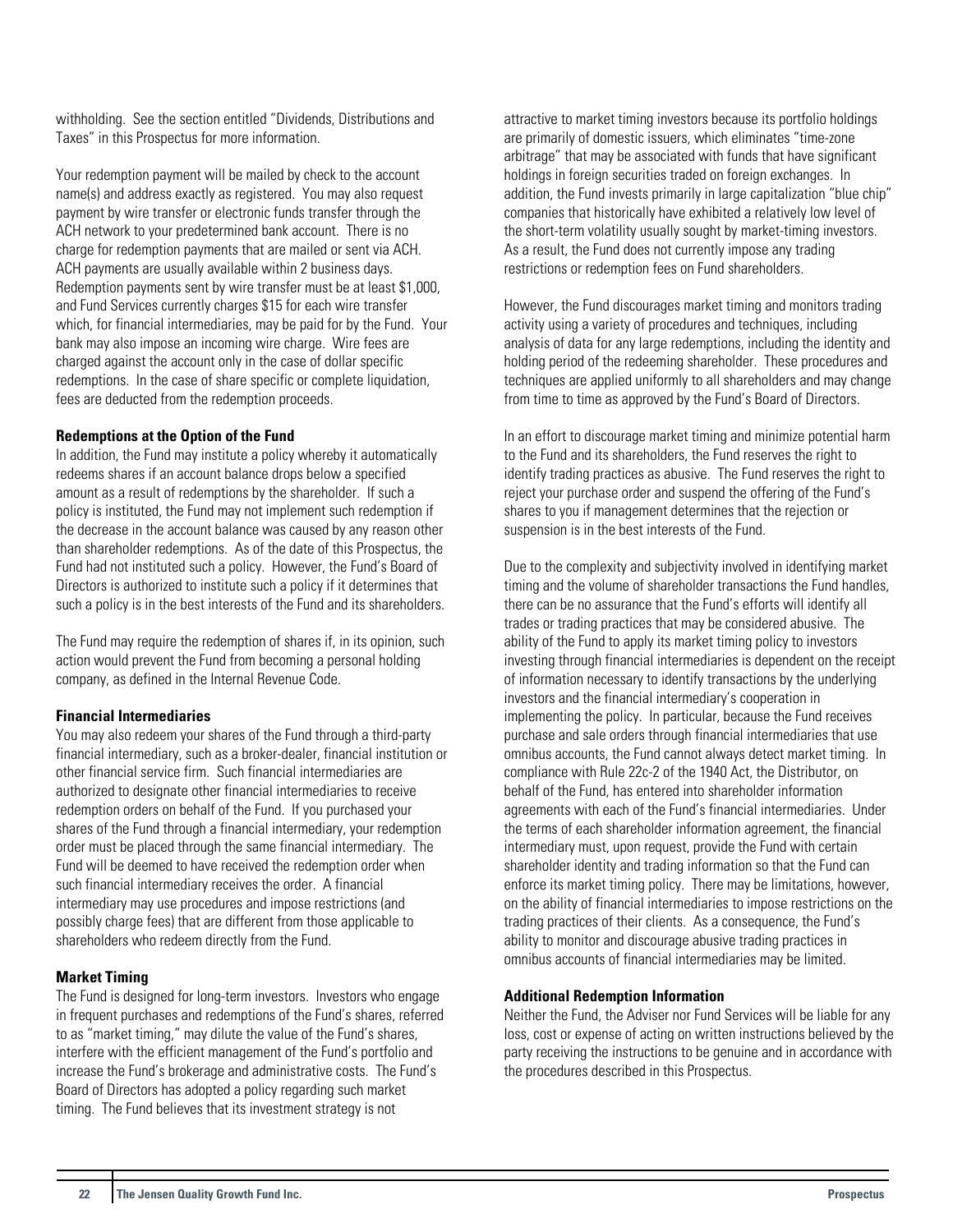withholding. See the section entitled "Dividends, Distributions and Taxes" in this Prospectus for more information.

Your redemption payment will be mailed by check to the account name(s) and address exactly as registered. You may also request payment by wire transfer or electronic funds transfer through the ACH network to your predetermined bank account. There is no charge for redemption payments that are mailed or sent via ACH. ACH payments are usually available within 2 business days. Redemption payments sent by wire transfer must be at least $1,000, and Fund Services currently charges $15 for each wire transfer which, for financial intermediaries, may be paid for by the Fund. Your bank may also impose an incoming wire charge. Wire fees are charged against the account only in the case of dollar specific redemptions. In the case of share specific or complete liquidation, fees are deducted from the redemption proceeds.

**Redemptions at the Option of the Fund**

In addition, the Fund may institute a policy whereby it automatically redeems shares if an account balance drops below a specified amount as a result of redemptions by the shareholder. If such a policy is instituted, the Fund may not implement such redemption if the decrease in the account balance was caused by any reason other than shareholder redemptions. As of the date of this Prospectus, the Fund had not instituted such a policy. However, the Fund's Board of Directors is authorized to institute such a policy if it determines that such a policy is in the best interests of the Fund and its shareholders.

The Fund may require the redemption of shares if, in its opinion, such action would prevent the Fund from becoming a personal holding company, as defined in the Internal Revenue Code.

**Financial Intermediaries**

You may also redeem your shares of the Fund through a third-party financial intermediary, such as a broker-dealer, financial institution or other financial service firm. Such financial intermediaries are authorized to designate other financial intermediaries to receive redemption orders on behalf of the Fund. If you purchased your shares of the Fund through a financial intermediary, your redemption order must be placed through the same financial intermediary. The Fund will be deemed to have received the redemption order when such financial intermediary receives the order. A financial intermediary may use procedures and impose restrictions (and possibly charge fees) that are different from those applicable to shareholders who redeem directly from the Fund.

**Market Timing**

The Fund is designed for long-term investors. Investors who engage in frequent purchases and redemptions of the Fund's shares, referred to as "market timing," may dilute the value of the Fund's shares, interfere with the efficient management of the Fund's portfolio and increase the Fund's brokerage and administrative costs. The Fund's Board of Directors has adopted a policy regarding such market timing. The Fund believes that its investment strategy is not attractive to market timing investors because its portfolio holdings are primarily of domestic issuers, which eliminates "time-zone arbitrage" that may be associated with funds that have significant holdings in foreign securities traded on foreign exchanges. In addition, the Fund invests primarily in large capitalization "blue chip" companies that historically have exhibited a relatively low level of the short-term volatility usually sought by market-timing investors. As a result, the Fund does not currently impose any trading restrictions or redemption fees on Fund shareholders.

However, the Fund discourages market timing and monitors trading activity using a variety of procedures and techniques, including analysis of data for any large redemptions, including the identity and holding period of the redeeming shareholder. These procedures and techniques are applied uniformly to all shareholders and may change from time to time as approved by the Fund's Board of Directors.

In an effort to discourage market timing and minimize potential harm to the Fund and its shareholders, the Fund reserves the right to identify trading practices as abusive. The Fund reserves the right to reject your purchase order and suspend the offering of the Fund's shares to you if management determines that the rejection or suspension is in the best interests of the Fund.

Due to the complexity and subjectivity involved in identifying market timing and the volume of shareholder transactions the Fund handles, there can be no assurance that the Fund's efforts will identify all trades or trading practices that may be considered abusive. The ability of the Fund to apply its market timing policy to investors investing through financial intermediaries is dependent on the receipt of information necessary to identify transactions by the underlying investors and the financial intermediary's cooperation in implementing the policy. In particular, because the Fund receives purchase and sale orders through financial intermediaries that use omnibus accounts, the Fund cannot always detect market timing. In compliance with Rule 22c-2 of the 1940 Act, the Distributor, on behalf of the Fund, has entered into shareholder information agreements with each of the Fund's financial intermediaries. Under the terms of each shareholder information agreement, the financial intermediary must, upon request, provide the Fund with certain shareholder identity and trading information so that the Fund can enforce its market timing policy. There may be limitations, however, on the ability of financial intermediaries to impose restrictions on the trading practices of their clients. As a consequence, the Fund's ability to monitor and discourage abusive trading practices in omnibus accounts of financial intermediaries may be limited.

**Additional Redemption Information**

Neither the Fund, the Adviser nor Fund Services will be liable for any loss, cost or expense of acting on written instructions believed by the party receiving the instructions to be genuine and in accordance with the procedures described in this Prospectus.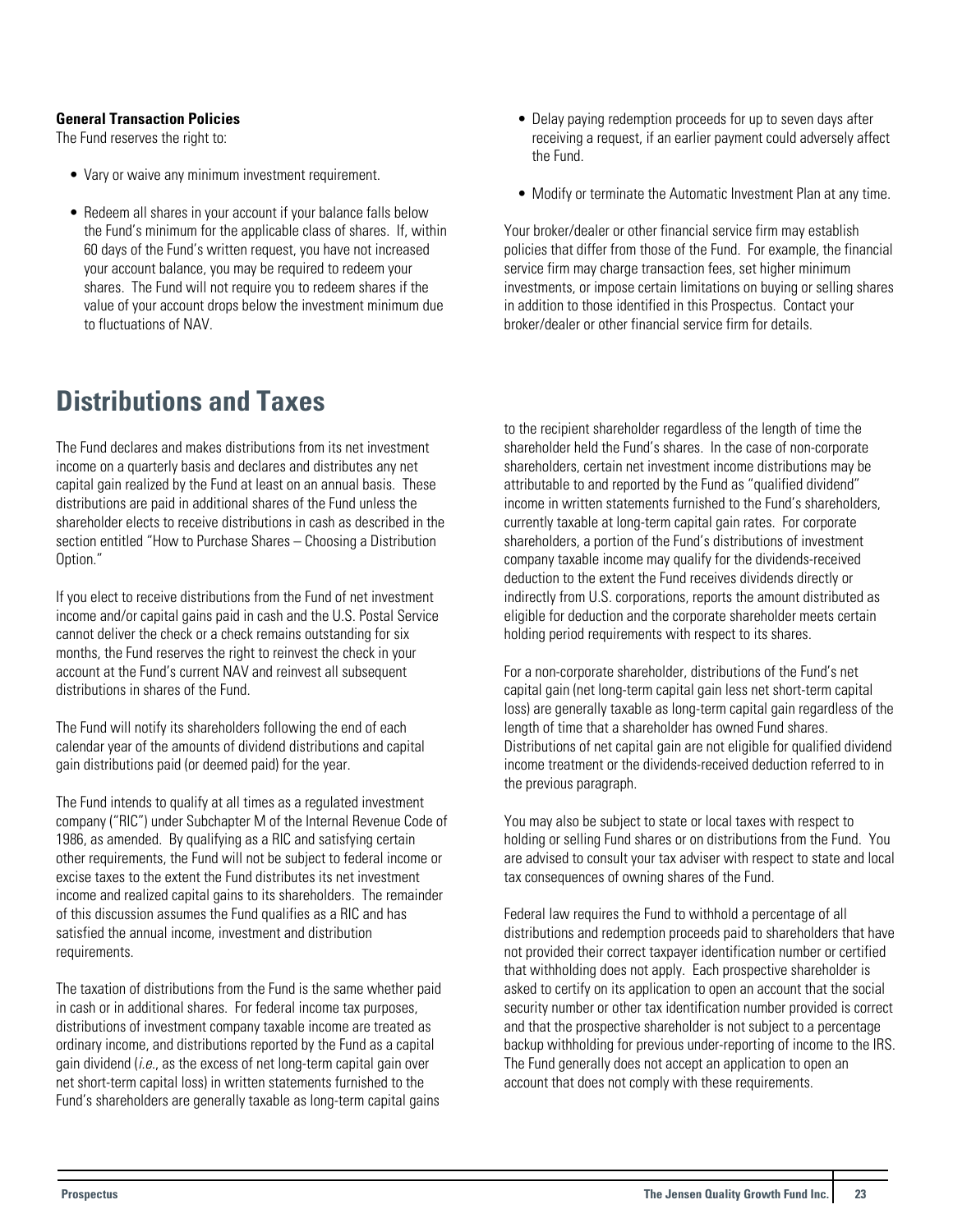**General Transaction Policies**

The Fund reserves the right to:

- Vary or waive any minimum investment requirement.
- Redeem all shares in your account if your balance falls below the Fund's minimum for the applicable class of shares. If, within 60 days of the Fund's written request, you have not increased your account balance, you may be required to redeem your shares. The Fund will not require you to redeem shares if the value of your account drops below the investment minimum due to fluctuations of NAV.
- Delay paying redemption proceeds for up to seven days after receiving a request, if an earlier payment could adversely affect the Fund.
- Modify or terminate the Automatic Investment Plan at any time.

Your broker/dealer or other financial service firm may establish policies that differ from those of the Fund. For example, the financial service firm may charge transaction fees, set higher minimum investments, or impose certain limitations on buying or selling shares in addition to those identified in this Prospectus. Contact your broker/dealer or other financial service firm for details.

# Distributions and Taxes

The Fund declares and makes distributions from its net investment income on a quarterly basis and declares and distributes any net capital gain realized by the Fund at least on an annual basis. These distributions are paid in additional shares of the Fund unless the shareholder elects to receive distributions in cash as described in the section entitled "How to Purchase Shares – Choosing a Distribution Option."

If you elect to receive distributions from the Fund of net investment income and/or capital gains paid in cash and the U.S. Postal Service cannot deliver the check or a check remains outstanding for six months, the Fund reserves the right to reinvest the check in your account at the Fund's current NAV and reinvest all subsequent distributions in shares of the Fund.

The Fund will notify its shareholders following the end of each calendar year of the amounts of dividend distributions and capital gain distributions paid (or deemed paid) for the year.

The Fund intends to qualify at all times as a regulated investment company ("RIC") under Subchapter M of the Internal Revenue Code of 1986, as amended. By qualifying as a RIC and satisfying certain other requirements, the Fund will not be subject to federal income or excise taxes to the extent the Fund distributes its net investment income and realized capital gains to its shareholders. The remainder of this discussion assumes the Fund qualifies as a RIC and has satisfied the annual income, investment and distribution requirements.

The taxation of distributions from the Fund is the same whether paid in cash or in additional shares. For federal income tax purposes, distributions of investment company taxable income are treated as ordinary income, and distributions reported by the Fund as a capital gain dividend (*i.e.*, as the excess of net long-term capital gain over net short-term capital loss) in written statements furnished to the Fund's shareholders are generally taxable as long-term capital gains to the recipient shareholder regardless of the length of time the shareholder held the Fund's shares. In the case of non-corporate shareholders, certain net investment income distributions may be attributable to and reported by the Fund as "qualified dividend" income in written statements furnished to the Fund's shareholders, currently taxable at long-term capital gain rates. For corporate shareholders, a portion of the Fund's distributions of investment company taxable income may qualify for the dividends-received deduction to the extent the Fund receives dividends directly or indirectly from U.S. corporations, reports the amount distributed as eligible for deduction and the corporate shareholder meets certain holding period requirements with respect to its shares.

For a non-corporate shareholder, distributions of the Fund's net capital gain (net long-term capital gain less net short-term capital loss) are generally taxable as long-term capital gain regardless of the length of time that a shareholder has owned Fund shares. Distributions of net capital gain are not eligible for qualified dividend income treatment or the dividends-received deduction referred to in the previous paragraph.

You may also be subject to state or local taxes with respect to holding or selling Fund shares or on distributions from the Fund. You are advised to consult your tax adviser with respect to state and local tax consequences of owning shares of the Fund.

Federal law requires the Fund to withhold a percentage of all distributions and redemption proceeds paid to shareholders that have not provided their correct taxpayer identification number or certified that withholding does not apply. Each prospective shareholder is asked to certify on its application to open an account that the social security number or other tax identification number provided is correct and that the prospective shareholder is not subject to a percentage backup withholding for previous under-reporting of income to the IRS. The Fund generally does not accept an application to open an account that does not comply with these requirements.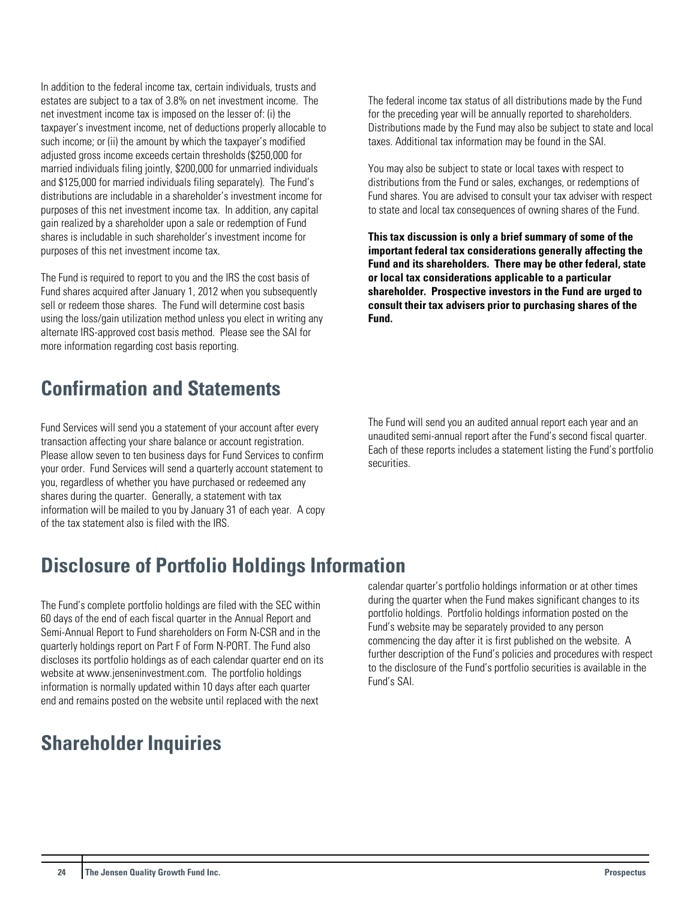In addition to the federal income tax, certain individuals, trusts and estates are subject to a tax of 3.8% on net investment income. The net investment income tax is imposed on the lesser of: (i) the taxpayer's investment income, net of deductions properly allocable to such income; or (ii) the amount by which the taxpayer's modified adjusted gross income exceeds certain thresholds ($250,000 for married individuals filing jointly, $200,000 for unmarried individuals and $125,000 for married individuals filing separately). The Fund's distributions are includable in a shareholder's investment income for purposes of this net investment income tax. In addition, any capital gain realized by a shareholder upon a sale or redemption of Fund shares is includable in such shareholder's investment income for purposes of this net investment income tax.

The Fund is required to report to you and the IRS the cost basis of Fund shares acquired after January 1, 2012 when you subsequently sell or redeem those shares. The Fund will determine cost basis using the loss/gain utilization method unless you elect in writing any alternate IRS-approved cost basis method. Please see the SAI for more information regarding cost basis reporting.

The federal income tax status of all distributions made by the Fund for the preceding year will be annually reported to shareholders. Distributions made by the Fund may also be subject to state and local taxes. Additional tax information may be found in the SAI.

You may also be subject to state or local taxes with respect to distributions from the Fund or sales, exchanges, or redemptions of Fund shares. You are advised to consult your tax adviser with respect to state and local tax consequences of owning shares of the Fund.

**This tax discussion is only a brief summary of some of the important federal tax considerations generally affecting the Fund and its shareholders. There may be other federal, state or local tax considerations applicable to a particular shareholder. Prospective investors in the Fund are urged to consult their tax advisers prior to purchasing shares of the Fund.**

## Confirmation and Statements

Fund Services will send you a statement of your account after every transaction affecting your share balance or account registration. Please allow seven to ten business days for Fund Services to confirm your order. Fund Services will send a quarterly account statement to you, regardless of whether you have purchased or redeemed any shares during the quarter. Generally, a statement with tax information will be mailed to you by January 31 of each year. A copy of the tax statement also is filed with the IRS.

The Fund will send you an audited annual report each year and an unaudited semi-annual report after the Fund's second fiscal quarter. Each of these reports includes a statement listing the Fund's portfolio securities.

## Disclosure of Portfolio Holdings Information

The Fund's complete portfolio holdings are filed with the SEC within 60 days of the end of each fiscal quarter in the Annual Report and Semi-Annual Report to Fund shareholders on Form N-CSR and in the quarterly holdings report on Part F of Form N-PORT. The Fund also discloses its portfolio holdings as of each calendar quarter end on its website at www.jenseninvestment.com. The portfolio holdings information is normally updated within 10 days after each quarter end and remains posted on the website until replaced with the next calendar quarter's portfolio holdings information or at other times during the quarter when the Fund makes significant changes to its portfolio holdings. Portfolio holdings information posted on the Fund's website may be separately provided to any person commencing the day after it is first published on the website. A further description of the Fund's policies and procedures with respect to the disclosure of the Fund's portfolio securities is available in the Fund's SAI.

## Shareholder Inquiries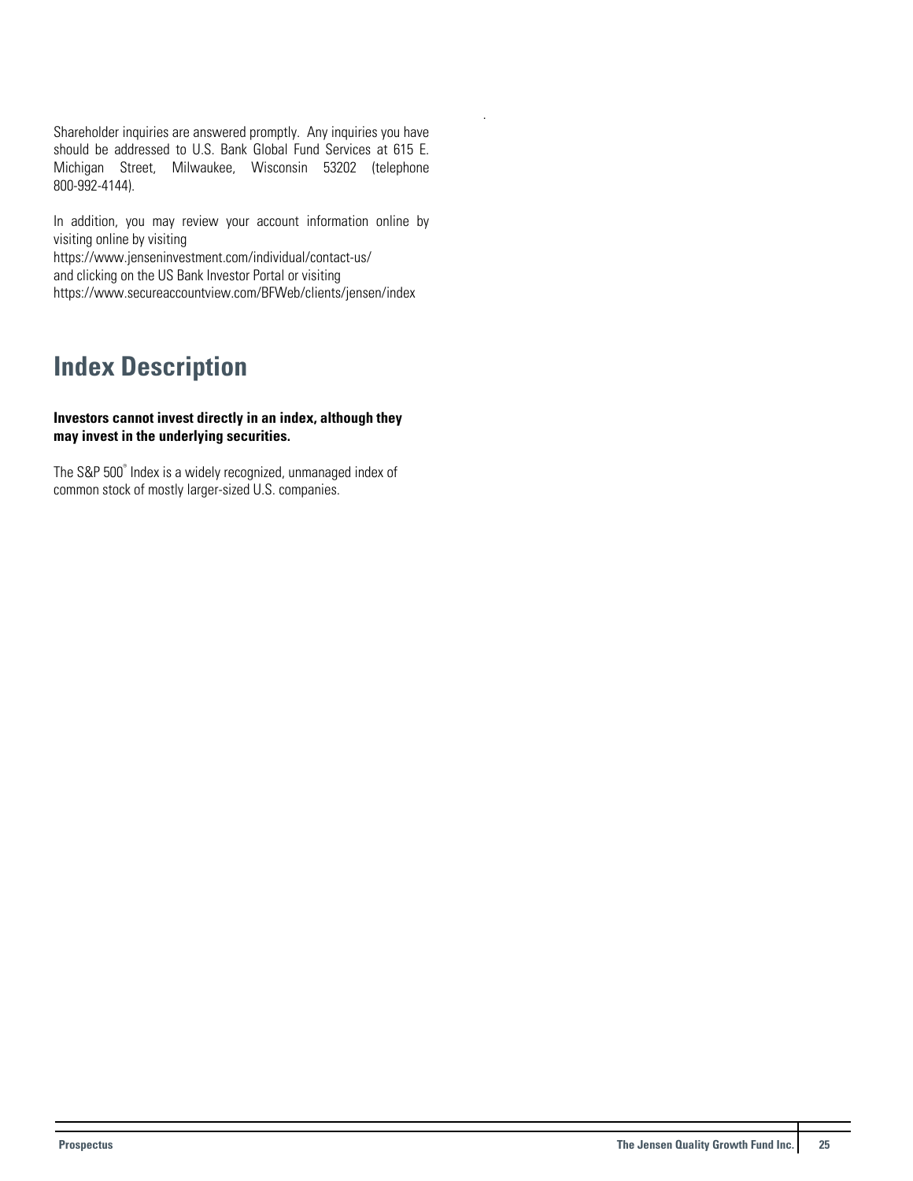Shareholder inquiries are answered promptly. Any inquiries you have should be addressed to U.S. Bank Global Fund Services at 615 E. Michigan Street, Milwaukee, Wisconsin 53202 (telephone 800-992-4144).

In addition, you may review your account information online by visiting online by visiting
https://www.jenseninvestment.com/individual/contact-us/
and clicking on the US Bank Investor Portal or visiting
https://www.secureaccountview.com/BFWeb/clients/jensen/index

# Index Description

**Investors cannot invest directly in an index, although they may invest in the underlying securities.**

The S&P 500® Index is a widely recognized, unmanaged index of common stock of mostly larger-sized U.S. companies.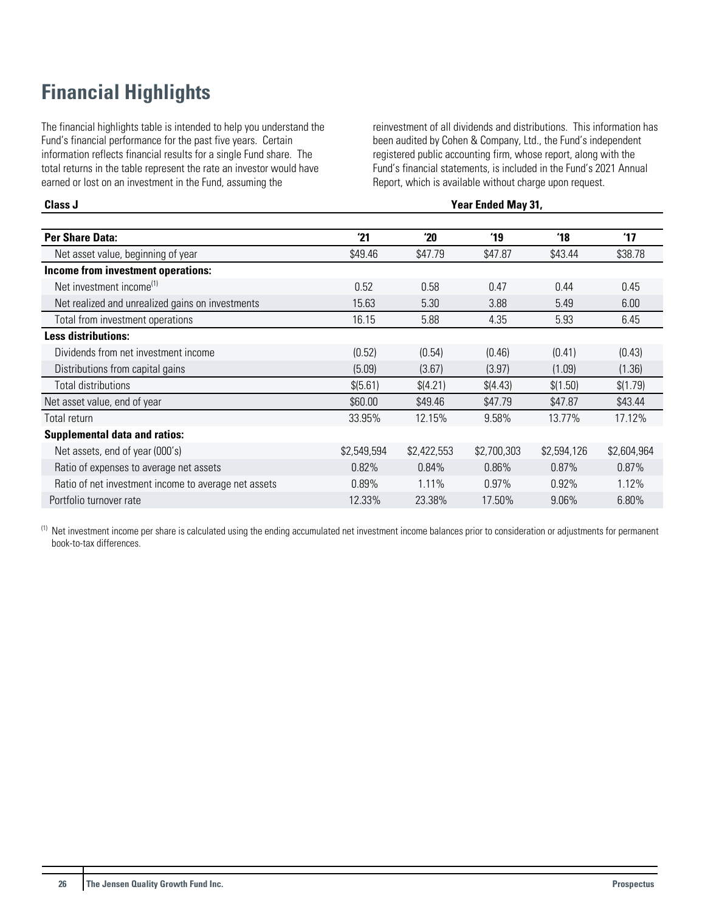# Financial Highlights

The financial highlights table is intended to help you understand the Fund's financial performance for the past five years. Certain information reflects financial results for a single Fund share. The total returns in the table represent the rate an investor would have earned or lost on an investment in the Fund, assuming the reinvestment of all dividends and distributions. This information has been audited by Cohen & Company, Ltd., the Fund's independent registered public accounting firm, whose report, along with the Fund's financial statements, is included in the Fund's 2021 Annual Report, which is available without charge upon request.

| **Class J** | **Year Ended May 31,** | | | | |
|---|---|---|---|---|---|
| **Per Share Data:** | **'21** | **'20** | **'19** | **'18** | **'17** |
| Net asset value, beginning of year | $49.46 | $47.79 | $47.87 | $43.44 | $38.78 |
| **Income from investment operations:** | | | | | |
| Net investment income[(1)] | 0.52 | 0.58 | 0.47 | 0.44 | 0.45 |
| Net realized and unrealized gains on investments | 15.63 | 5.30 | 3.88 | 5.49 | 6.00 |
| Total from investment operations | 16.15 | 5.88 | 4.35 | 5.93 | 6.45 |
| **Less distributions:** | | | | | |
| Dividends from net investment income | (0.52) | (0.54) | (0.46) | (0.41) | (0.43) |
| Distributions from capital gains | (5.09) | (3.67) | (3.97) | (1.09) | (1.36) |
| Total distributions | $(5.61) | $(4.21) | $(4.43) | $(1.50) | $(1.79) |
| Net asset value, end of year | $60.00 | $49.46 | $47.79 | $47.87 | $43.44 |
| Total return | 33.95% | 12.15% | 9.58% | 13.77% | 17.12% |
| **Supplemental data and ratios:** | | | | | |
| Net assets, end of year (000's) | $2,549,594 | $2,422,553 | $2,700,303 | $2,594,126 | $2,604,964 |
| Ratio of expenses to average net assets | 0.82% | 0.84% | 0.86% | 0.87% | 0.87% |
| Ratio of net investment income to average net assets | 0.89% | 1.11% | 0.97% | 0.92% | 1.12% |
| Portfolio turnover rate | 12.33% | 23.38% | 17.50% | 9.06% | 6.80% |

(1) Net investment income per share is calculated using the ending accumulated net investment income balances prior to consideration or adjustments for permanent book-to-tax differences.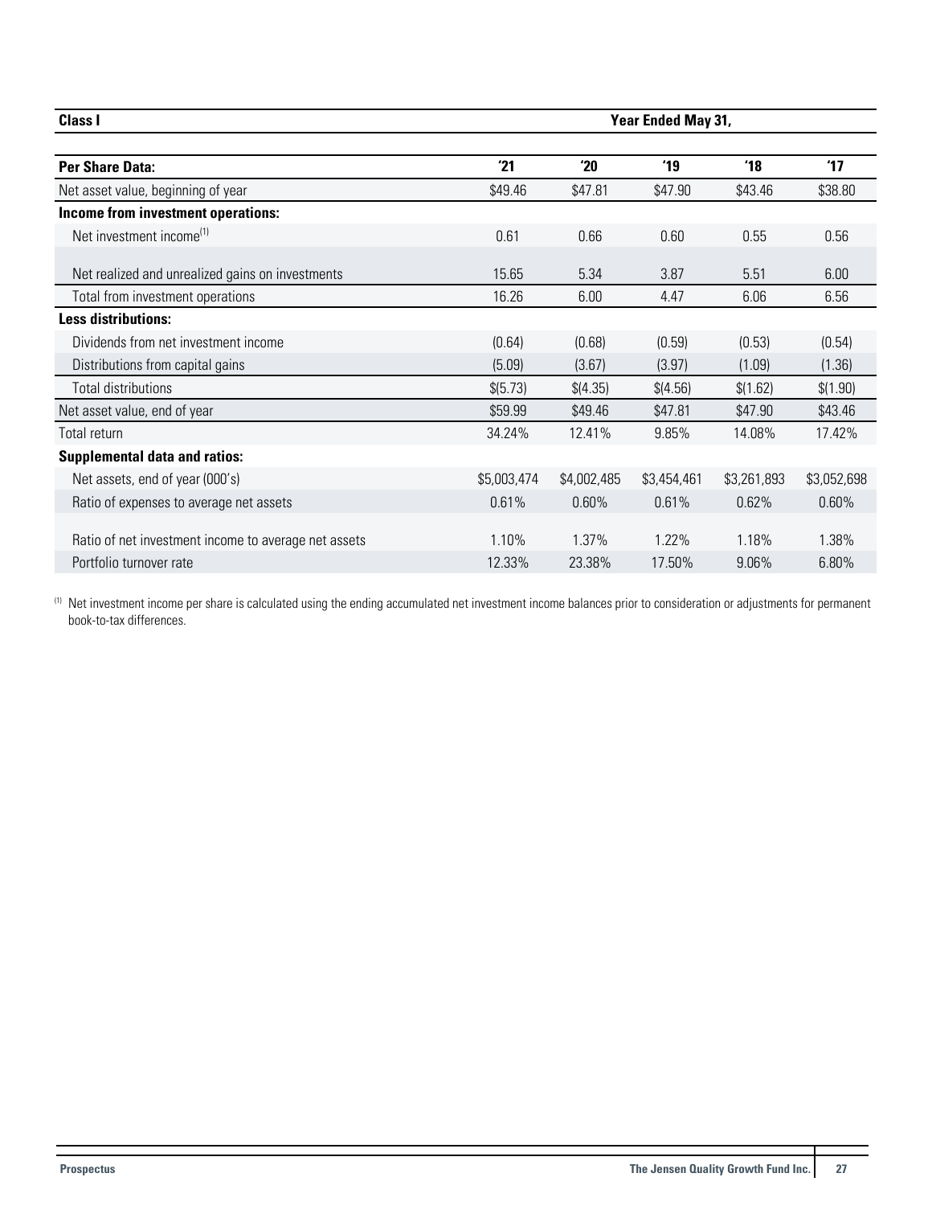| Class I | Year Ended May 31, | | | | |
|---|---|---|---|---|---|
| **Per Share Data:** | **'21** | **'20** | **'19** | **'18** | **'17** |
| Net asset value, beginning of year | $49.46 | $47.81 | $47.90 | $43.46 | $38.80 |
| **Income from investment operations:** | | | | | |
| Net investment income[(1)] | 0.61 | 0.66 | 0.60 | 0.55 | 0.56 |
| Net realized and unrealized gains on investments | 15.65 | 5.34 | 3.87 | 5.51 | 6.00 |
| Total from investment operations | 16.26 | 6.00 | 4.47 | 6.06 | 6.56 |
| **Less distributions:** | | | | | |
| Dividends from net investment income | (0.64) | (0.68) | (0.59) | (0.53) | (0.54) |
| Distributions from capital gains | (5.09) | (3.67) | (3.97) | (1.09) | (1.36) |
| Total distributions | $(5.73) | $(4.35) | $(4.56) | $(1.62) | $(1.90) |
| Net asset value, end of year | $59.99 | $49.46 | $47.81 | $47.90 | $43.46 |
| Total return | 34.24% | 12.41% | 9.85% | 14.08% | 17.42% |
| **Supplemental data and ratios:** | | | | | |
| Net assets, end of year (000's) | $5,003,474 | $4,002,485 | $3,454,461 | $3,261,893 | $3,052,698 |
| Ratio of expenses to average net assets | 0.61% | 0.60% | 0.61% | 0.62% | 0.60% |
| Ratio of net investment income to average net assets | 1.10% | 1.37% | 1.22% | 1.18% | 1.38% |
| Portfolio turnover rate | 12.33% | 23.38% | 17.50% | 9.06% | 6.80% |

(1) Net investment income per share is calculated using the ending accumulated net investment income balances prior to consideration or adjustments for permanent book-to-tax differences.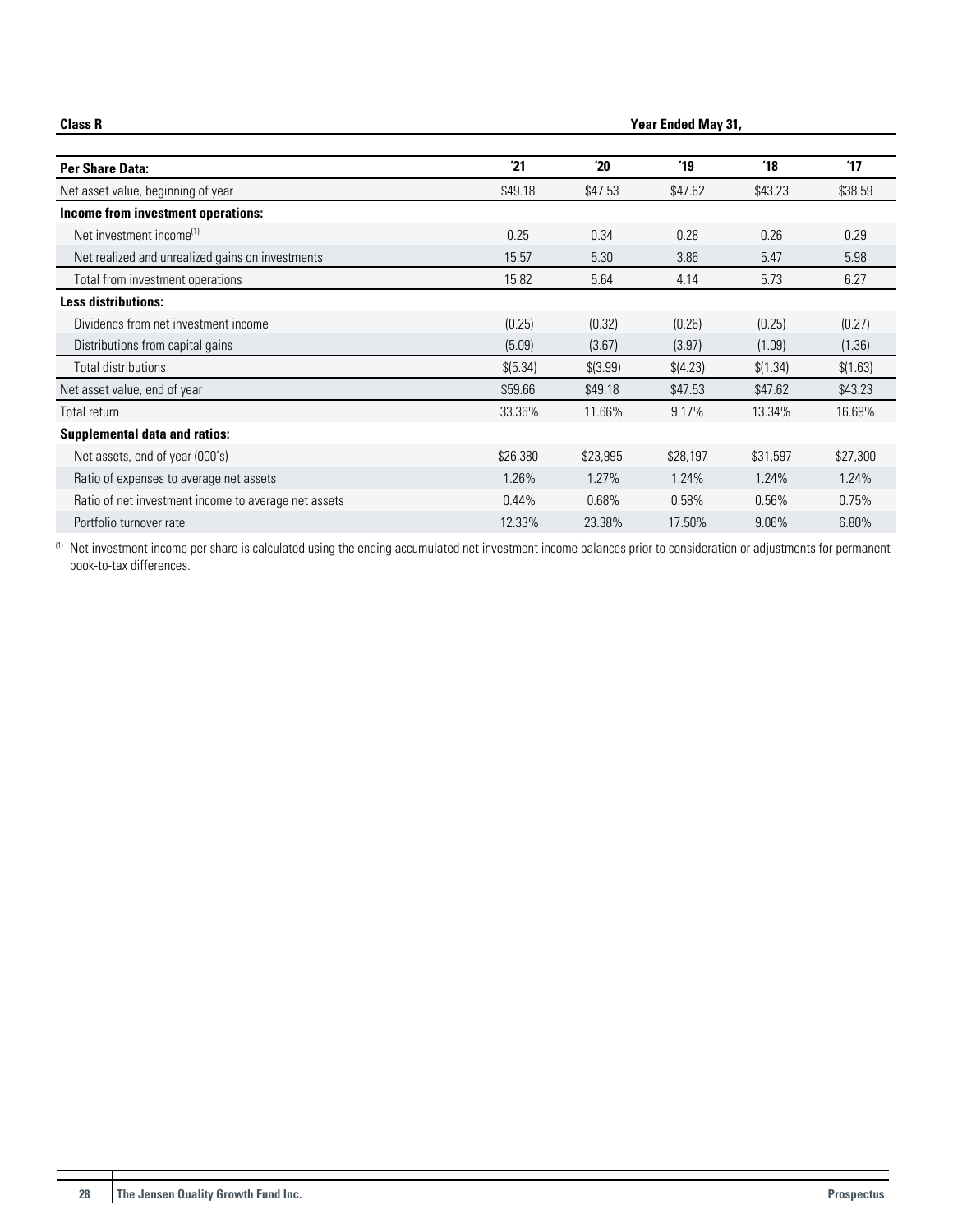| **Class R** | **Year Ended May 31,** | | | | |
|---|---|---|---|---|---|
| **Per Share Data:** | **'21** | **'20** | **'19** | **'18** | **'17** |
| Net asset value, beginning of year | $49.18 | $47.53 | $47.62 | $43.23 | $38.59 |
| **Income from investment operations:** | | | | | |
| Net investment income[(1)] | 0.25 | 0.34 | 0.28 | 0.26 | 0.29 |
| Net realized and unrealized gains on investments | 15.57 | 5.30 | 3.86 | 5.47 | 5.98 |
| Total from investment operations | 15.82 | 5.64 | 4.14 | 5.73 | 6.27 |
| **Less distributions:** | | | | | |
| Dividends from net investment income | (0.25) | (0.32) | (0.26) | (0.25) | (0.27) |
| Distributions from capital gains | (5.09) | (3.67) | (3.97) | (1.09) | (1.36) |
| Total distributions | $(5.34) | $(3.99) | $(4.23) | $(1.34) | $(1.63) |
| Net asset value, end of year | $59.66 | $49.18 | $47.53 | $47.62 | $43.23 |
| Total return | 33.36% | 11.66% | 9.17% | 13.34% | 16.69% |
| **Supplemental data and ratios:** | | | | | |
| Net assets, end of year (000's) | $26,380 | $23,995 | $28,197 | $31,597 | $27,300 |
| Ratio of expenses to average net assets | 1.26% | 1.27% | 1.24% | 1.24% | 1.24% |
| Ratio of net investment income to average net assets | 0.44% | 0.68% | 0.58% | 0.56% | 0.75% |
| Portfolio turnover rate | 12.33% | 23.38% | 17.50% | 9.06% | 6.80% |

(1) Net investment income per share is calculated using the ending accumulated net investment income balances prior to consideration or adjustments for permanent book-to-tax differences.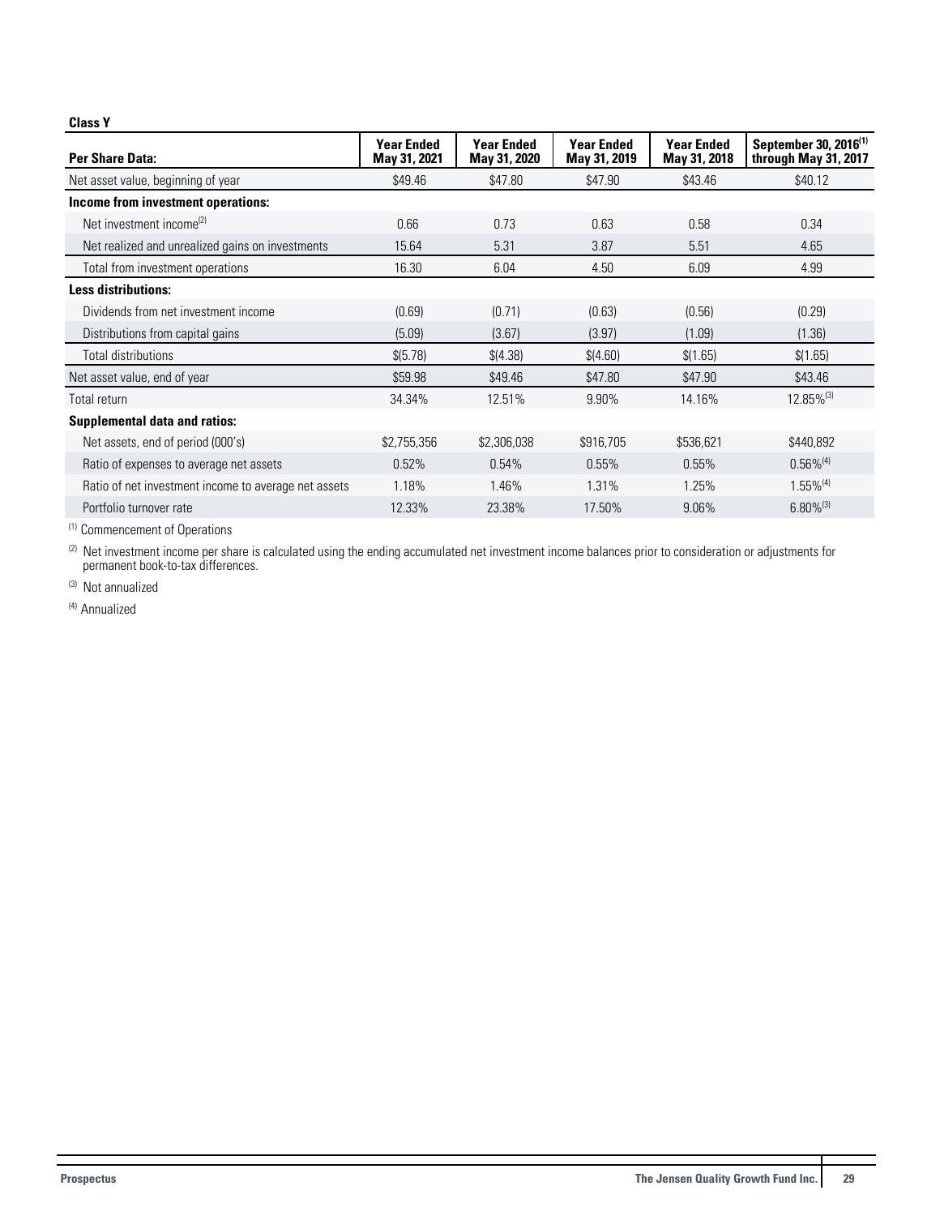**Class Y**

| Per Share Data: | Year Ended May 31, 2021 | Year Ended May 31, 2020 | Year Ended May 31, 2019 | Year Ended May 31, 2018 | September 30, 2016[1] through May 31, 2017 |
|---|---|---|---|---|---|
| Net asset value, beginning of year | $49.46 | $47.80 | $47.90 | $43.46 | $40.12 |
| **Income from investment operations:** | | | | | |
| Net investment income[2] | 0.66 | 0.73 | 0.63 | 0.58 | 0.34 |
| Net realized and unrealized gains on investments | 15.64 | 5.31 | 3.87 | 5.51 | 4.65 |
| Total from investment operations | 16.30 | 6.04 | 4.50 | 6.09 | 4.99 |
| **Less distributions:** | | | | | |
| Dividends from net investment income | (0.69) | (0.71) | (0.63) | (0.56) | (0.29) |
| Distributions from capital gains | (5.09) | (3.67) | (3.97) | (1.09) | (1.36) |
| Total distributions | $(5.78) | $(4.38) | $(4.60) | $(1.65) | $(1.65) |
| Net asset value, end of year | $59.98 | $49.46 | $47.80 | $47.90 | $43.46 |
| Total return | 34.34% | 12.51% | 9.90% | 14.16% | 12.85%[3] |
| **Supplemental data and ratios:** | | | | | |
| Net assets, end of period (000's) | $2,755,356 | $2,306,038 | $916,705 | $536,621 | $440,892 |
| Ratio of expenses to average net assets | 0.52% | 0.54% | 0.55% | 0.55% | 0.56%[4] |
| Ratio of net investment income to average net assets | 1.18% | 1.46% | 1.31% | 1.25% | 1.55%[4] |
| Portfolio turnover rate | 12.33% | 23.38% | 17.50% | 9.06% | 6.80%[3] |

[1] Commencement of Operations

[2] Net investment income per share is calculated using the ending accumulated net investment income balances prior to consideration or adjustments for permanent book-to-tax differences.

[3] Not annualized

[4] Annualized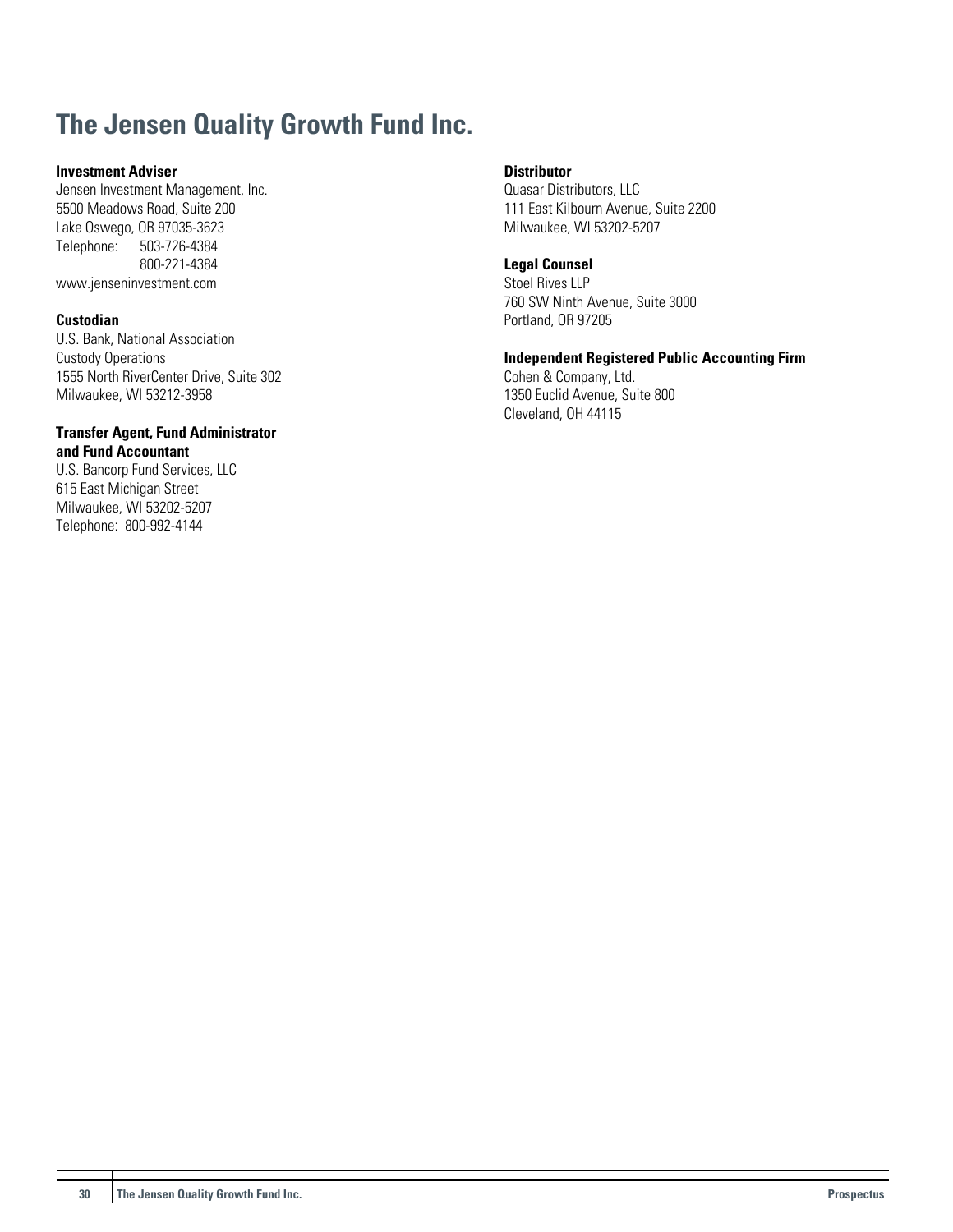# The Jensen Quality Growth Fund Inc.

**Investment Adviser**
Jensen Investment Management, Inc.
5500 Meadows Road, Suite 200
Lake Oswego, OR 97035-3623
Telephone: 503-726-4384
800-221-4384
www.jenseninvestment.com

**Custodian**
U.S. Bank, National Association
Custody Operations
1555 North RiverCenter Drive, Suite 302
Milwaukee, WI 53212-3958

**Transfer Agent, Fund Administrator and Fund Accountant**
U.S. Bancorp Fund Services, LLC
615 East Michigan Street
Milwaukee, WI 53202-5207
Telephone: 800-992-4144

**Distributor**
Quasar Distributors, LLC
111 East Kilbourn Avenue, Suite 2200
Milwaukee, WI 53202-5207

**Legal Counsel**
Stoel Rives LLP
760 SW Ninth Avenue, Suite 3000
Portland, OR 97205

**Independent Registered Public Accounting Firm**
Cohen & Company, Ltd.
1350 Euclid Avenue, Suite 800
Cleveland, OH 44115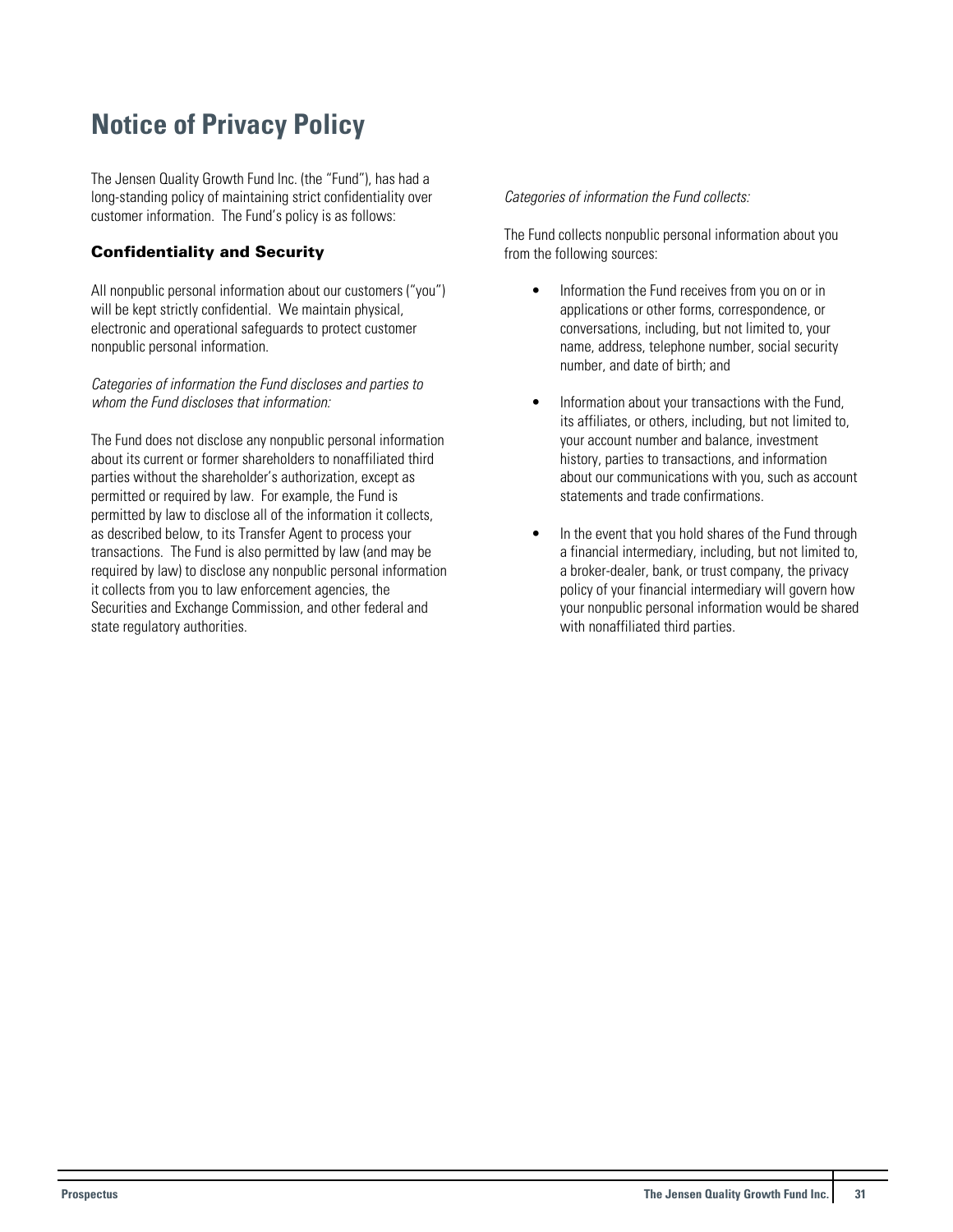# Notice of Privacy Policy

The Jensen Quality Growth Fund Inc. (the "Fund"), has had a long-standing policy of maintaining strict confidentiality over customer information. The Fund's policy is as follows:

### Confidentiality and Security

All nonpublic personal information about our customers ("you") will be kept strictly confidential. We maintain physical, electronic and operational safeguards to protect customer nonpublic personal information.

*Categories of information the Fund discloses and parties to whom the Fund discloses that information:*

The Fund does not disclose any nonpublic personal information about its current or former shareholders to nonaffiliated third parties without the shareholder's authorization, except as permitted or required by law. For example, the Fund is permitted by law to disclose all of the information it collects, as described below, to its Transfer Agent to process your transactions. The Fund is also permitted by law (and may be required by law) to disclose any nonpublic personal information it collects from you to law enforcement agencies, the Securities and Exchange Commission, and other federal and state regulatory authorities.

*Categories of information the Fund collects:*

The Fund collects nonpublic personal information about you from the following sources:

- Information the Fund receives from you on or in applications or other forms, correspondence, or conversations, including, but not limited to, your name, address, telephone number, social security number, and date of birth; and
- Information about your transactions with the Fund, its affiliates, or others, including, but not limited to, your account number and balance, investment history, parties to transactions, and information about our communications with you, such as account statements and trade confirmations.
- In the event that you hold shares of the Fund through a financial intermediary, including, but not limited to, a broker-dealer, bank, or trust company, the privacy policy of your financial intermediary will govern how your nonpublic personal information would be shared with nonaffiliated third parties.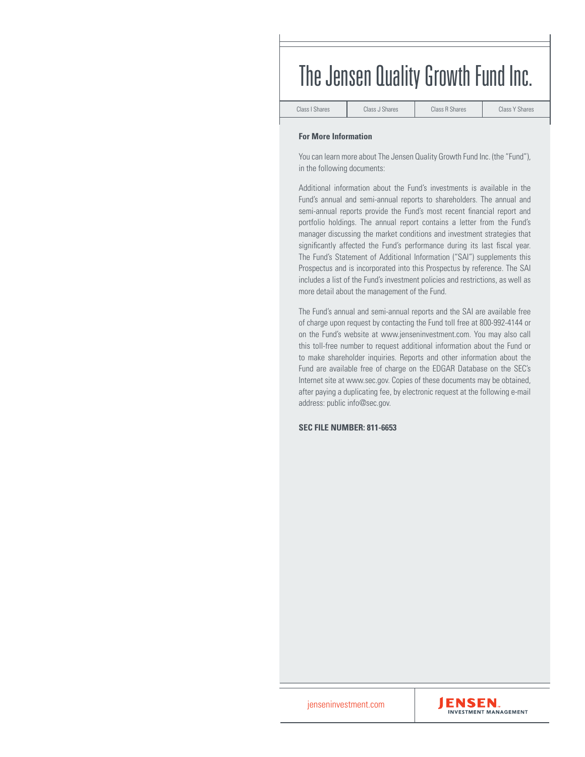# The Jensen Quality Growth Fund Inc.

| Class I Shares | Class J Shares | Class R Shares | Class Y Shares |
|---|---|---|---|

**For More Information**

You can learn more about The Jensen Quality Growth Fund Inc. (the "Fund"), in the following documents:

Additional information about the Fund's investments is available in the Fund's annual and semi-annual reports to shareholders. The annual and semi-annual reports provide the Fund's most recent financial report and portfolio holdings. The annual report contains a letter from the Fund's manager discussing the market conditions and investment strategies that significantly affected the Fund's performance during its last fiscal year. The Fund's Statement of Additional Information ("SAI") supplements this Prospectus and is incorporated into this Prospectus by reference. The SAI includes a list of the Fund's investment policies and restrictions, as well as more detail about the management of the Fund.

The Fund's annual and semi-annual reports and the SAI are available free of charge upon request by contacting the Fund toll free at 800-992-4144 or on the Fund's website at www.jenseninvestment.com. You may also call this toll-free number to request additional information about the Fund or to make shareholder inquiries. Reports and other information about the Fund are available free of charge on the EDGAR Database on the SEC's Internet site at www.sec.gov. Copies of these documents may be obtained, after paying a duplicating fee, by electronic request at the following e-mail address: public info@sec.gov.

**SEC FILE NUMBER: 811-6653**

jenseninvestment.com

JENSEN INVESTMENT MANAGEMENT